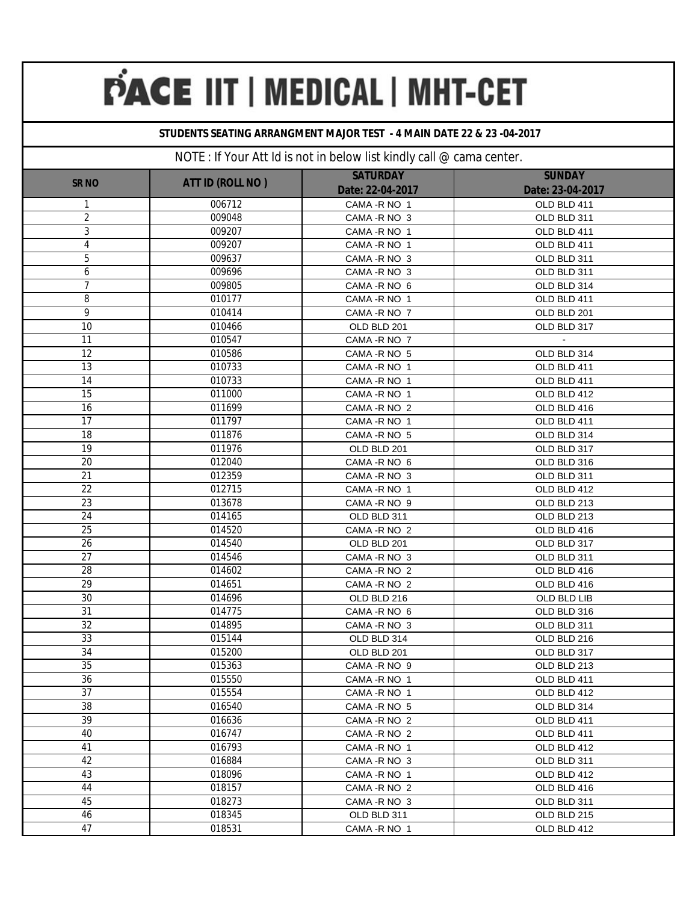# PACE IIT | MEDICAL | MHT-CET

**STUDENTS SEATING ARRANGMENT MAJOR TEST - 4 MAIN DATE 22 & 23 -04-2017**

NOTE : If Your Att Id is not in below list kindly call @ cama center.

| SR NO | ATT ID (ROLL NO ) | SATURDAY Date: 22-04-2017 | SUNDAY Date: 23-04-2017 |
|---|---|---|---|
| 1 | 006712 | CAMA -R NO 1 | OLD BLD 411 |
| 2 | 009048 | CAMA -R NO 3 | OLD BLD 311 |
| 3 | 009207 | CAMA -R NO 1 | OLD BLD 411 |
| 4 | 009207 | CAMA -R NO 1 | OLD BLD 411 |
| 5 | 009637 | CAMA -R NO 3 | OLD BLD 311 |
| 6 | 009696 | CAMA -R NO 3 | OLD BLD 311 |
| 7 | 009805 | CAMA -R NO 6 | OLD BLD 314 |
| 8 | 010177 | CAMA -R NO 1 | OLD BLD 411 |
| 9 | 010414 | CAMA -R NO 7 | OLD BLD 201 |
| 10 | 010466 | OLD BLD 201 | OLD BLD 317 |
| 11 | 010547 | CAMA -R NO 7 | - |
| 12 | 010586 | CAMA -R NO 5 | OLD BLD 314 |
| 13 | 010733 | CAMA -R NO 1 | OLD BLD 411 |
| 14 | 010733 | CAMA -R NO 1 | OLD BLD 411 |
| 15 | 011000 | CAMA -R NO 1 | OLD BLD 412 |
| 16 | 011699 | CAMA -R NO 2 | OLD BLD 416 |
| 17 | 011797 | CAMA -R NO 1 | OLD BLD 411 |
| 18 | 011876 | CAMA -R NO 5 | OLD BLD 314 |
| 19 | 011976 | OLD BLD 201 | OLD BLD 317 |
| 20 | 012040 | CAMA -R NO 6 | OLD BLD 316 |
| 21 | 012359 | CAMA -R NO 3 | OLD BLD 311 |
| 22 | 012715 | CAMA -R NO 1 | OLD BLD 412 |
| 23 | 013678 | CAMA -R NO 9 | OLD BLD 213 |
| 24 | 014165 | OLD BLD 311 | OLD BLD 213 |
| 25 | 014520 | CAMA -R NO 2 | OLD BLD 416 |
| 26 | 014540 | OLD BLD 201 | OLD BLD 317 |
| 27 | 014546 | CAMA -R NO 3 | OLD BLD 311 |
| 28 | 014602 | CAMA -R NO 2 | OLD BLD 416 |
| 29 | 014651 | CAMA -R NO 2 | OLD BLD 416 |
| 30 | 014696 | OLD BLD 216 | OLD BLD LIB |
| 31 | 014775 | CAMA -R NO 6 | OLD BLD 316 |
| 32 | 014895 | CAMA -R NO 3 | OLD BLD 311 |
| 33 | 015144 | OLD BLD 314 | OLD BLD 216 |
| 34 | 015200 | OLD BLD 201 | OLD BLD 317 |
| 35 | 015363 | CAMA -R NO 9 | OLD BLD 213 |
| 36 | 015550 | CAMA -R NO 1 | OLD BLD 411 |
| 37 | 015554 | CAMA -R NO 1 | OLD BLD 412 |
| 38 | 016540 | CAMA -R NO 5 | OLD BLD 314 |
| 39 | 016636 | CAMA -R NO 2 | OLD BLD 411 |
| 40 | 016747 | CAMA -R NO 2 | OLD BLD 411 |
| 41 | 016793 | CAMA -R NO 1 | OLD BLD 412 |
| 42 | 016884 | CAMA -R NO 3 | OLD BLD 311 |
| 43 | 018096 | CAMA -R NO 1 | OLD BLD 412 |
| 44 | 018157 | CAMA -R NO 2 | OLD BLD 416 |
| 45 | 018273 | CAMA -R NO 3 | OLD BLD 311 |
| 46 | 018345 | OLD BLD 311 | OLD BLD 215 |
| 47 | 018531 | CAMA -R NO 1 | OLD BLD 412 |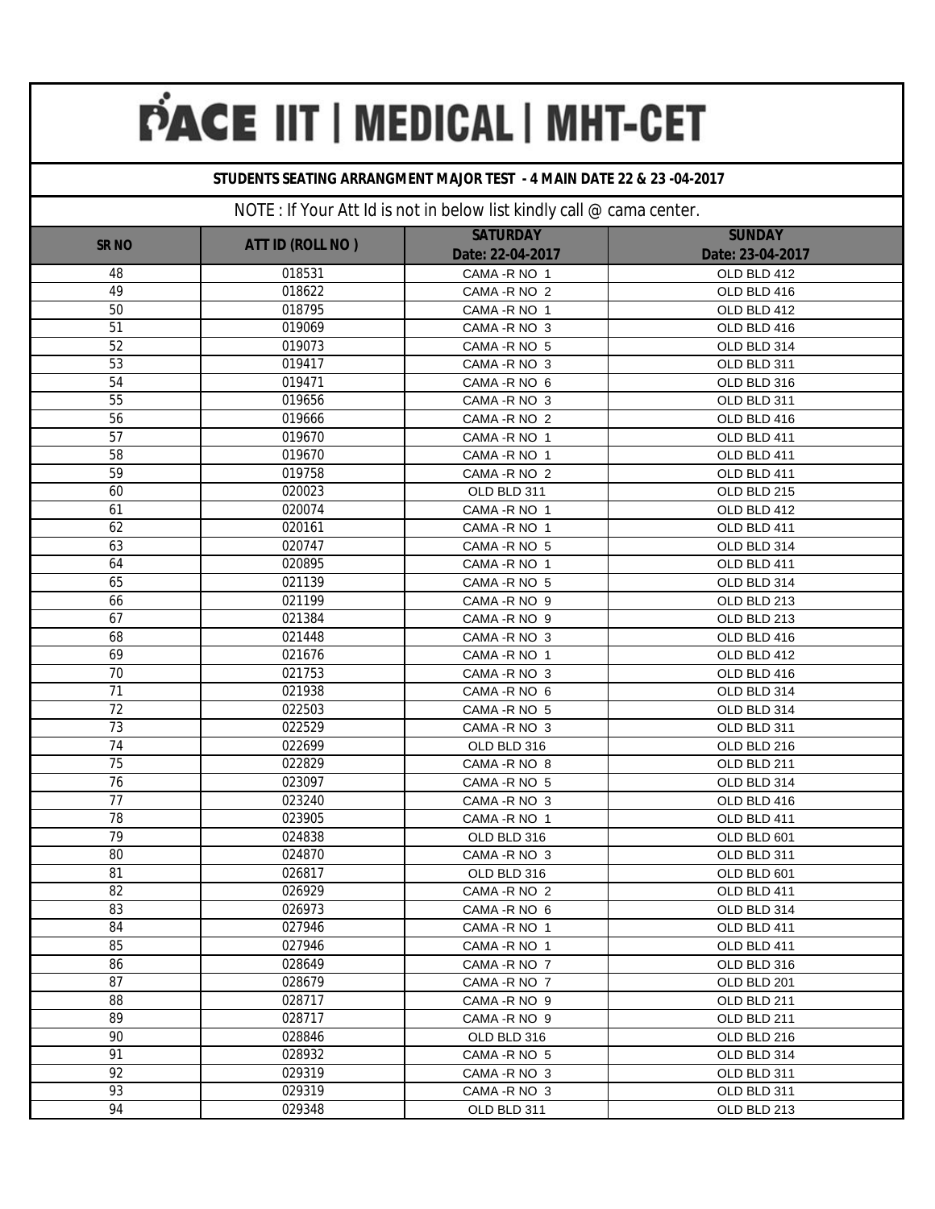# PACE IIT | MEDICAL | MHT-CET

**STUDENTS SEATING ARRANGMENT MAJOR TEST - 4 MAIN DATE 22 & 23 -04-2017**

NOTE : If Your Att Id is not in below list kindly call @ cama center.

| SR NO | ATT ID (ROLL NO ) | SATURDAY Date: 22-04-2017 | SUNDAY Date: 23-04-2017 |
|---|---|---|---|
| 48 | 018531 | CAMA -R NO 1 | OLD BLD 412 |
| 49 | 018622 | CAMA -R NO 2 | OLD BLD 416 |
| 50 | 018795 | CAMA -R NO 1 | OLD BLD 412 |
| 51 | 019069 | CAMA -R NO 3 | OLD BLD 416 |
| 52 | 019073 | CAMA -R NO 5 | OLD BLD 314 |
| 53 | 019417 | CAMA -R NO 3 | OLD BLD 311 |
| 54 | 019471 | CAMA -R NO 6 | OLD BLD 316 |
| 55 | 019656 | CAMA -R NO 3 | OLD BLD 311 |
| 56 | 019666 | CAMA -R NO 2 | OLD BLD 416 |
| 57 | 019670 | CAMA -R NO 1 | OLD BLD 411 |
| 58 | 019670 | CAMA -R NO 1 | OLD BLD 411 |
| 59 | 019758 | CAMA -R NO 2 | OLD BLD 411 |
| 60 | 020023 | OLD BLD 311 | OLD BLD 215 |
| 61 | 020074 | CAMA -R NO 1 | OLD BLD 412 |
| 62 | 020161 | CAMA -R NO 1 | OLD BLD 411 |
| 63 | 020747 | CAMA -R NO 5 | OLD BLD 314 |
| 64 | 020895 | CAMA -R NO 1 | OLD BLD 411 |
| 65 | 021139 | CAMA -R NO 5 | OLD BLD 314 |
| 66 | 021199 | CAMA -R NO 9 | OLD BLD 213 |
| 67 | 021384 | CAMA -R NO 9 | OLD BLD 213 |
| 68 | 021448 | CAMA -R NO 3 | OLD BLD 416 |
| 69 | 021676 | CAMA -R NO 1 | OLD BLD 412 |
| 70 | 021753 | CAMA -R NO 3 | OLD BLD 416 |
| 71 | 021938 | CAMA -R NO 6 | OLD BLD 314 |
| 72 | 022503 | CAMA -R NO 5 | OLD BLD 314 |
| 73 | 022529 | CAMA -R NO 3 | OLD BLD 311 |
| 74 | 022699 | OLD BLD 316 | OLD BLD 216 |
| 75 | 022829 | CAMA -R NO 8 | OLD BLD 211 |
| 76 | 023097 | CAMA -R NO 5 | OLD BLD 314 |
| 77 | 023240 | CAMA -R NO 3 | OLD BLD 416 |
| 78 | 023905 | CAMA -R NO 1 | OLD BLD 411 |
| 79 | 024838 | OLD BLD 316 | OLD BLD 601 |
| 80 | 024870 | CAMA -R NO 3 | OLD BLD 311 |
| 81 | 026817 | OLD BLD 316 | OLD BLD 601 |
| 82 | 026929 | CAMA -R NO 2 | OLD BLD 411 |
| 83 | 026973 | CAMA -R NO 6 | OLD BLD 314 |
| 84 | 027946 | CAMA -R NO 1 | OLD BLD 411 |
| 85 | 027946 | CAMA -R NO 1 | OLD BLD 411 |
| 86 | 028649 | CAMA -R NO 7 | OLD BLD 316 |
| 87 | 028679 | CAMA -R NO 7 | OLD BLD 201 |
| 88 | 028717 | CAMA -R NO 9 | OLD BLD 211 |
| 89 | 028717 | CAMA -R NO 9 | OLD BLD 211 |
| 90 | 028846 | OLD BLD 316 | OLD BLD 216 |
| 91 | 028932 | CAMA -R NO 5 | OLD BLD 314 |
| 92 | 029319 | CAMA -R NO 3 | OLD BLD 311 |
| 93 | 029319 | CAMA -R NO 3 | OLD BLD 311 |
| 94 | 029348 | OLD BLD 311 | OLD BLD 213 |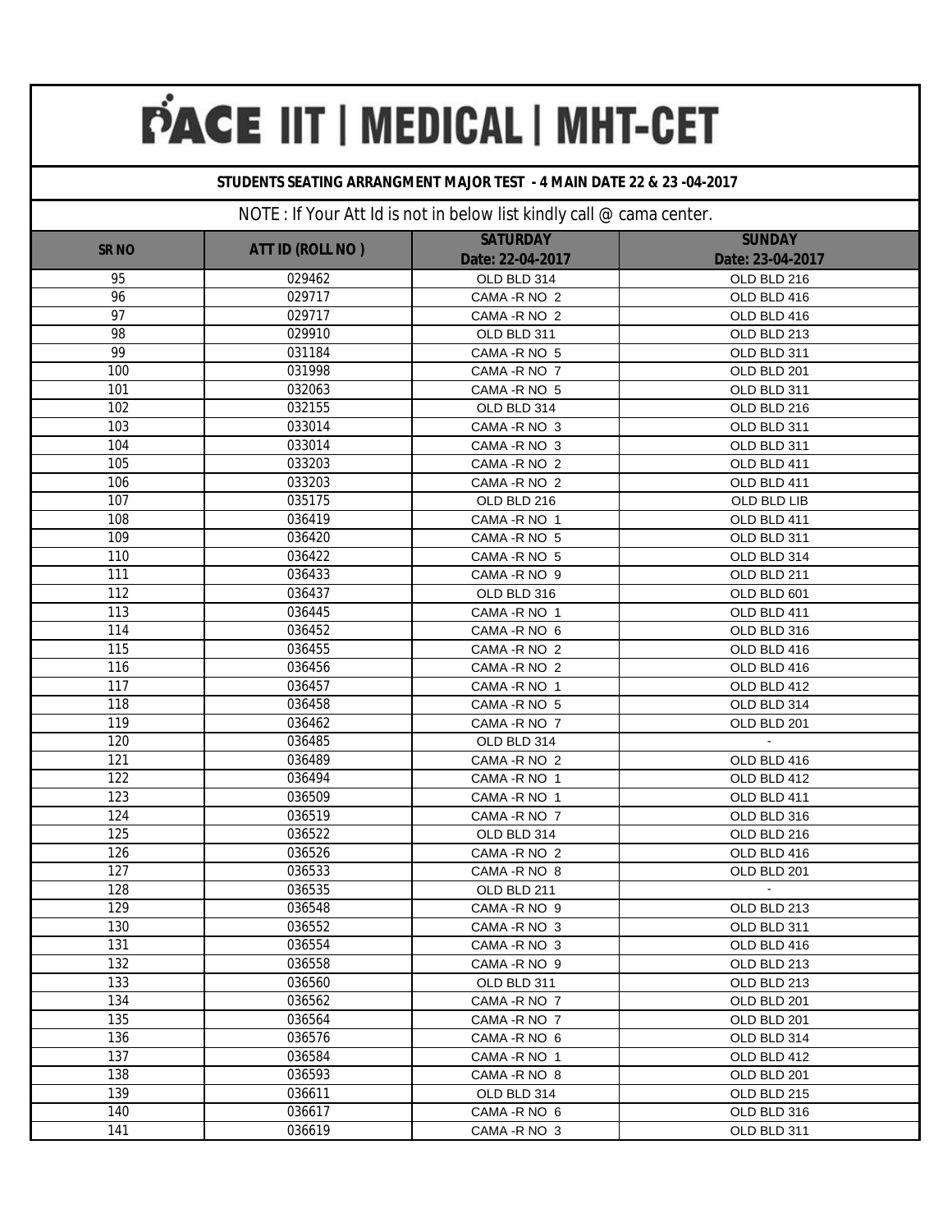# PACE IIT | MEDICAL | MHT-CET

**STUDENTS SEATING ARRANGMENT MAJOR TEST - 4 MAIN DATE 22 & 23 -04-2017**

NOTE : If Your Att Id is not in below list kindly call @ cama center.

| SR NO | ATT ID (ROLL NO ) | SATURDAY Date: 22-04-2017 | SUNDAY Date: 23-04-2017 |
|---|---|---|---|
| 95 | 029462 | OLD BLD 314 | OLD BLD 216 |
| 96 | 029717 | CAMA -R NO 2 | OLD BLD 416 |
| 97 | 029717 | CAMA -R NO 2 | OLD BLD 416 |
| 98 | 029910 | OLD BLD 311 | OLD BLD 213 |
| 99 | 031184 | CAMA -R NO 5 | OLD BLD 311 |
| 100 | 031998 | CAMA -R NO 7 | OLD BLD 201 |
| 101 | 032063 | CAMA -R NO 5 | OLD BLD 311 |
| 102 | 032155 | OLD BLD 314 | OLD BLD 216 |
| 103 | 033014 | CAMA -R NO 3 | OLD BLD 311 |
| 104 | 033014 | CAMA -R NO 3 | OLD BLD 311 |
| 105 | 033203 | CAMA -R NO 2 | OLD BLD 411 |
| 106 | 033203 | CAMA -R NO 2 | OLD BLD 411 |
| 107 | 035175 | OLD BLD 216 | OLD BLD LIB |
| 108 | 036419 | CAMA -R NO 1 | OLD BLD 411 |
| 109 | 036420 | CAMA -R NO 5 | OLD BLD 311 |
| 110 | 036422 | CAMA -R NO 5 | OLD BLD 314 |
| 111 | 036433 | CAMA -R NO 9 | OLD BLD 211 |
| 112 | 036437 | OLD BLD 316 | OLD BLD 601 |
| 113 | 036445 | CAMA -R NO 1 | OLD BLD 411 |
| 114 | 036452 | CAMA -R NO 6 | OLD BLD 316 |
| 115 | 036455 | CAMA -R NO 2 | OLD BLD 416 |
| 116 | 036456 | CAMA -R NO 2 | OLD BLD 416 |
| 117 | 036457 | CAMA -R NO 1 | OLD BLD 412 |
| 118 | 036458 | CAMA -R NO 5 | OLD BLD 314 |
| 119 | 036462 | CAMA -R NO 7 | OLD BLD 201 |
| 120 | 036485 | OLD BLD 314 | - |
| 121 | 036489 | CAMA -R NO 2 | OLD BLD 416 |
| 122 | 036494 | CAMA -R NO 1 | OLD BLD 412 |
| 123 | 036509 | CAMA -R NO 1 | OLD BLD 411 |
| 124 | 036519 | CAMA -R NO 7 | OLD BLD 316 |
| 125 | 036522 | OLD BLD 314 | OLD BLD 216 |
| 126 | 036526 | CAMA -R NO 2 | OLD BLD 416 |
| 127 | 036533 | CAMA -R NO 8 | OLD BLD 201 |
| 128 | 036535 | OLD BLD 211 | - |
| 129 | 036548 | CAMA -R NO 9 | OLD BLD 213 |
| 130 | 036552 | CAMA -R NO 3 | OLD BLD 311 |
| 131 | 036554 | CAMA -R NO 3 | OLD BLD 416 |
| 132 | 036558 | CAMA -R NO 9 | OLD BLD 213 |
| 133 | 036560 | OLD BLD 311 | OLD BLD 213 |
| 134 | 036562 | CAMA -R NO 7 | OLD BLD 201 |
| 135 | 036564 | CAMA -R NO 7 | OLD BLD 201 |
| 136 | 036576 | CAMA -R NO 6 | OLD BLD 314 |
| 137 | 036584 | CAMA -R NO 1 | OLD BLD 412 |
| 138 | 036593 | CAMA -R NO 8 | OLD BLD 201 |
| 139 | 036611 | OLD BLD 314 | OLD BLD 215 |
| 140 | 036617 | CAMA -R NO 6 | OLD BLD 316 |
| 141 | 036619 | CAMA -R NO 3 | OLD BLD 311 |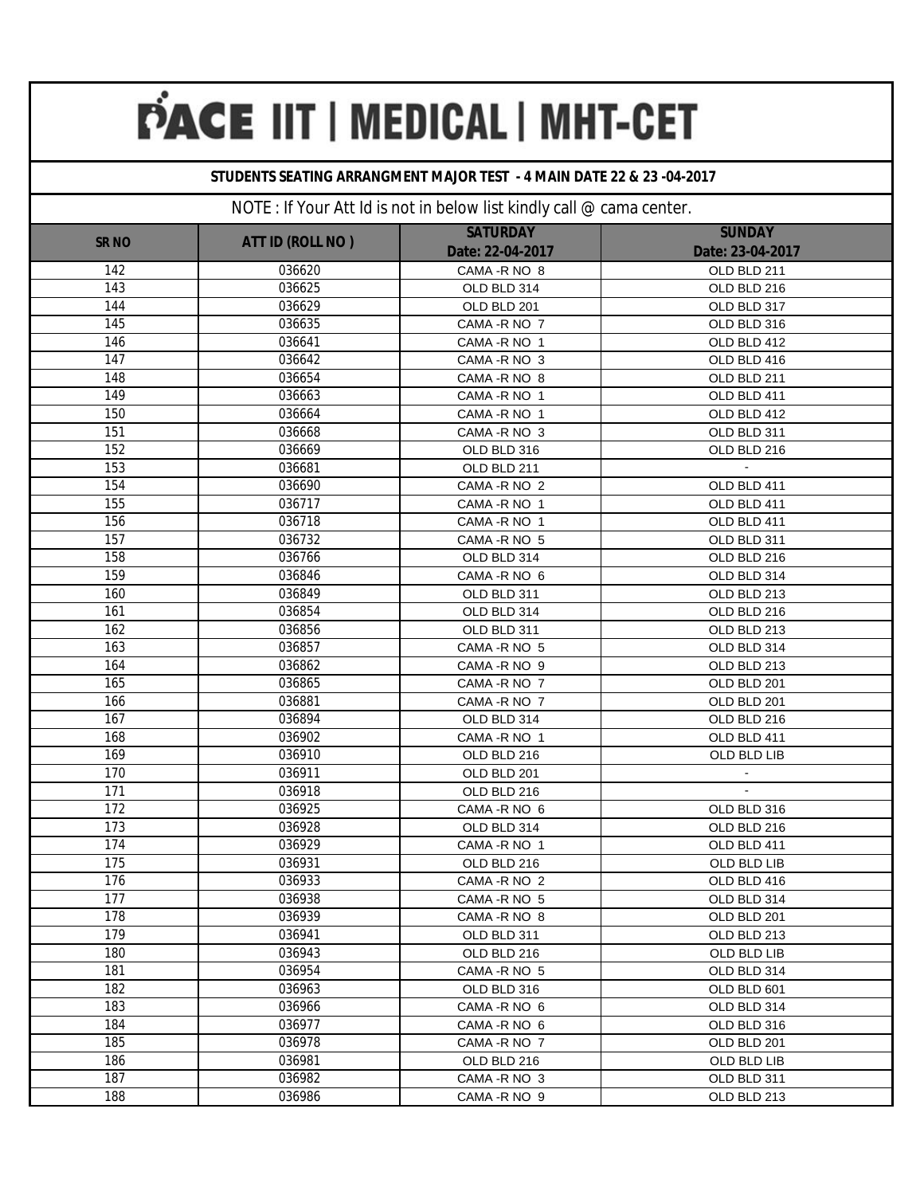# PACE IIT | MEDICAL | MHT-CET

**STUDENTS SEATING ARRANGMENT MAJOR TEST - 4 MAIN DATE 22 & 23 -04-2017**

NOTE : If Your Att Id is not in below list kindly call @ cama center.

| SR NO | ATT ID (ROLL NO ) | SATURDAY Date: 22-04-2017 | SUNDAY Date: 23-04-2017 |
|---|---|---|---|
| 142 | 036620 | CAMA -R NO 8 | OLD BLD 211 |
| 143 | 036625 | OLD BLD 314 | OLD BLD 216 |
| 144 | 036629 | OLD BLD 201 | OLD BLD 317 |
| 145 | 036635 | CAMA -R NO 7 | OLD BLD 316 |
| 146 | 036641 | CAMA -R NO 1 | OLD BLD 412 |
| 147 | 036642 | CAMA -R NO 3 | OLD BLD 416 |
| 148 | 036654 | CAMA -R NO 8 | OLD BLD 211 |
| 149 | 036663 | CAMA -R NO 1 | OLD BLD 411 |
| 150 | 036664 | CAMA -R NO 1 | OLD BLD 412 |
| 151 | 036668 | CAMA -R NO 3 | OLD BLD 311 |
| 152 | 036669 | OLD BLD 316 | OLD BLD 216 |
| 153 | 036681 | OLD BLD 211 | - |
| 154 | 036690 | CAMA -R NO 2 | OLD BLD 411 |
| 155 | 036717 | CAMA -R NO 1 | OLD BLD 411 |
| 156 | 036718 | CAMA -R NO 1 | OLD BLD 411 |
| 157 | 036732 | CAMA -R NO 5 | OLD BLD 311 |
| 158 | 036766 | OLD BLD 314 | OLD BLD 216 |
| 159 | 036846 | CAMA -R NO 6 | OLD BLD 314 |
| 160 | 036849 | OLD BLD 311 | OLD BLD 213 |
| 161 | 036854 | OLD BLD 314 | OLD BLD 216 |
| 162 | 036856 | OLD BLD 311 | OLD BLD 213 |
| 163 | 036857 | CAMA -R NO 5 | OLD BLD 314 |
| 164 | 036862 | CAMA -R NO 9 | OLD BLD 213 |
| 165 | 036865 | CAMA -R NO 7 | OLD BLD 201 |
| 166 | 036881 | CAMA -R NO 7 | OLD BLD 201 |
| 167 | 036894 | OLD BLD 314 | OLD BLD 216 |
| 168 | 036902 | CAMA -R NO 1 | OLD BLD 411 |
| 169 | 036910 | OLD BLD 216 | OLD BLD LIB |
| 170 | 036911 | OLD BLD 201 | - |
| 171 | 036918 | OLD BLD 216 | - |
| 172 | 036925 | CAMA -R NO 6 | OLD BLD 316 |
| 173 | 036928 | OLD BLD 314 | OLD BLD 216 |
| 174 | 036929 | CAMA -R NO 1 | OLD BLD 411 |
| 175 | 036931 | OLD BLD 216 | OLD BLD LIB |
| 176 | 036933 | CAMA -R NO 2 | OLD BLD 416 |
| 177 | 036938 | CAMA -R NO 5 | OLD BLD 314 |
| 178 | 036939 | CAMA -R NO 8 | OLD BLD 201 |
| 179 | 036941 | OLD BLD 311 | OLD BLD 213 |
| 180 | 036943 | OLD BLD 216 | OLD BLD LIB |
| 181 | 036954 | CAMA -R NO 5 | OLD BLD 314 |
| 182 | 036963 | OLD BLD 316 | OLD BLD 601 |
| 183 | 036966 | CAMA -R NO 6 | OLD BLD 314 |
| 184 | 036977 | CAMA -R NO 6 | OLD BLD 316 |
| 185 | 036978 | CAMA -R NO 7 | OLD BLD 201 |
| 186 | 036981 | OLD BLD 216 | OLD BLD LIB |
| 187 | 036982 | CAMA -R NO 3 | OLD BLD 311 |
| 188 | 036986 | CAMA -R NO 9 | OLD BLD 213 |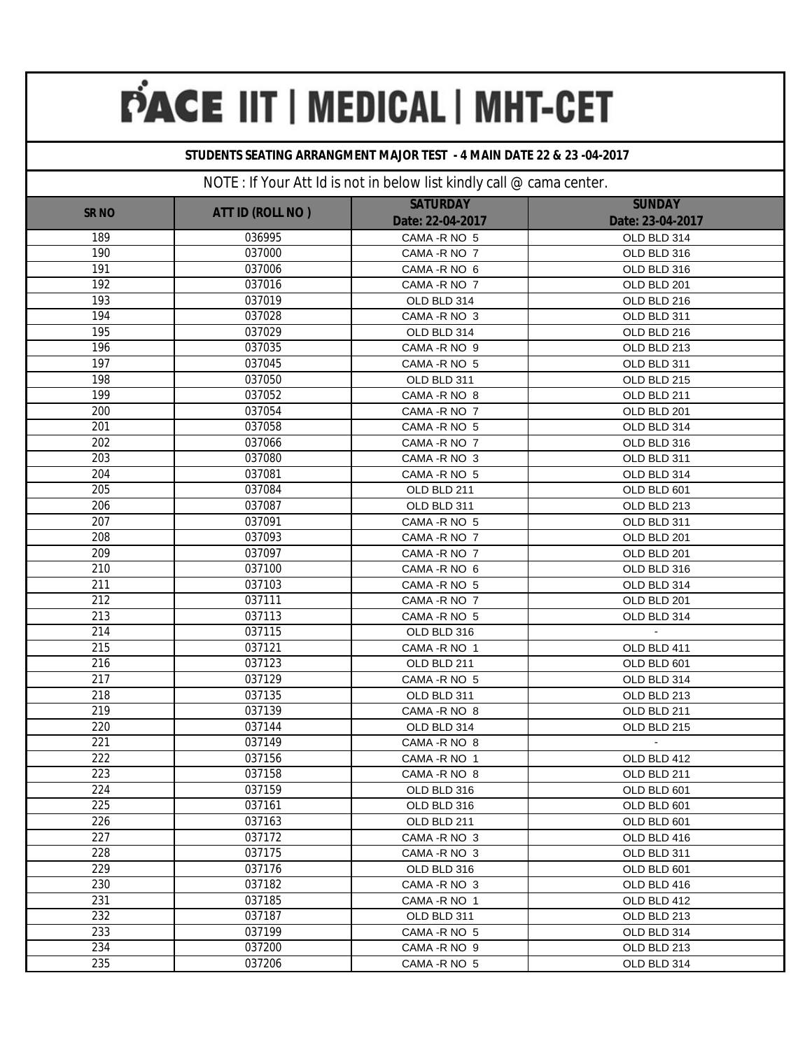# PACE IIT | MEDICAL | MHT-CET

**STUDENTS SEATING ARRANGMENT MAJOR TEST - 4 MAIN DATE 22 & 23 -04-2017**

NOTE : If Your Att Id is not in below list kindly call @ cama center.

| SR NO | ATT ID (ROLL NO ) | SATURDAY Date: 22-04-2017 | SUNDAY Date: 23-04-2017 |
|---|---|---|---|
| 189 | 036995 | CAMA -R NO 5 | OLD BLD 314 |
| 190 | 037000 | CAMA -R NO 7 | OLD BLD 316 |
| 191 | 037006 | CAMA -R NO 6 | OLD BLD 316 |
| 192 | 037016 | CAMA -R NO 7 | OLD BLD 201 |
| 193 | 037019 | OLD BLD 314 | OLD BLD 216 |
| 194 | 037028 | CAMA -R NO 3 | OLD BLD 311 |
| 195 | 037029 | OLD BLD 314 | OLD BLD 216 |
| 196 | 037035 | CAMA -R NO 9 | OLD BLD 213 |
| 197 | 037045 | CAMA -R NO 5 | OLD BLD 311 |
| 198 | 037050 | OLD BLD 311 | OLD BLD 215 |
| 199 | 037052 | CAMA -R NO 8 | OLD BLD 211 |
| 200 | 037054 | CAMA -R NO 7 | OLD BLD 201 |
| 201 | 037058 | CAMA -R NO 5 | OLD BLD 314 |
| 202 | 037066 | CAMA -R NO 7 | OLD BLD 316 |
| 203 | 037080 | CAMA -R NO 3 | OLD BLD 311 |
| 204 | 037081 | CAMA -R NO 5 | OLD BLD 314 |
| 205 | 037084 | OLD BLD 211 | OLD BLD 601 |
| 206 | 037087 | OLD BLD 311 | OLD BLD 213 |
| 207 | 037091 | CAMA -R NO 5 | OLD BLD 311 |
| 208 | 037093 | CAMA -R NO 7 | OLD BLD 201 |
| 209 | 037097 | CAMA -R NO 7 | OLD BLD 201 |
| 210 | 037100 | CAMA -R NO 6 | OLD BLD 316 |
| 211 | 037103 | CAMA -R NO 5 | OLD BLD 314 |
| 212 | 037111 | CAMA -R NO 7 | OLD BLD 201 |
| 213 | 037113 | CAMA -R NO 5 | OLD BLD 314 |
| 214 | 037115 | OLD BLD 316 | - |
| 215 | 037121 | CAMA -R NO 1 | OLD BLD 411 |
| 216 | 037123 | OLD BLD 211 | OLD BLD 601 |
| 217 | 037129 | CAMA -R NO 5 | OLD BLD 314 |
| 218 | 037135 | OLD BLD 311 | OLD BLD 213 |
| 219 | 037139 | CAMA -R NO 8 | OLD BLD 211 |
| 220 | 037144 | OLD BLD 314 | OLD BLD 215 |
| 221 | 037149 | CAMA -R NO 8 | - |
| 222 | 037156 | CAMA -R NO 1 | OLD BLD 412 |
| 223 | 037158 | CAMA -R NO 8 | OLD BLD 211 |
| 224 | 037159 | OLD BLD 316 | OLD BLD 601 |
| 225 | 037161 | OLD BLD 316 | OLD BLD 601 |
| 226 | 037163 | OLD BLD 211 | OLD BLD 601 |
| 227 | 037172 | CAMA -R NO 3 | OLD BLD 416 |
| 228 | 037175 | CAMA -R NO 3 | OLD BLD 311 |
| 229 | 037176 | OLD BLD 316 | OLD BLD 601 |
| 230 | 037182 | CAMA -R NO 3 | OLD BLD 416 |
| 231 | 037185 | CAMA -R NO 1 | OLD BLD 412 |
| 232 | 037187 | OLD BLD 311 | OLD BLD 213 |
| 233 | 037199 | CAMA -R NO 5 | OLD BLD 314 |
| 234 | 037200 | CAMA -R NO 9 | OLD BLD 213 |
| 235 | 037206 | CAMA -R NO 5 | OLD BLD 314 |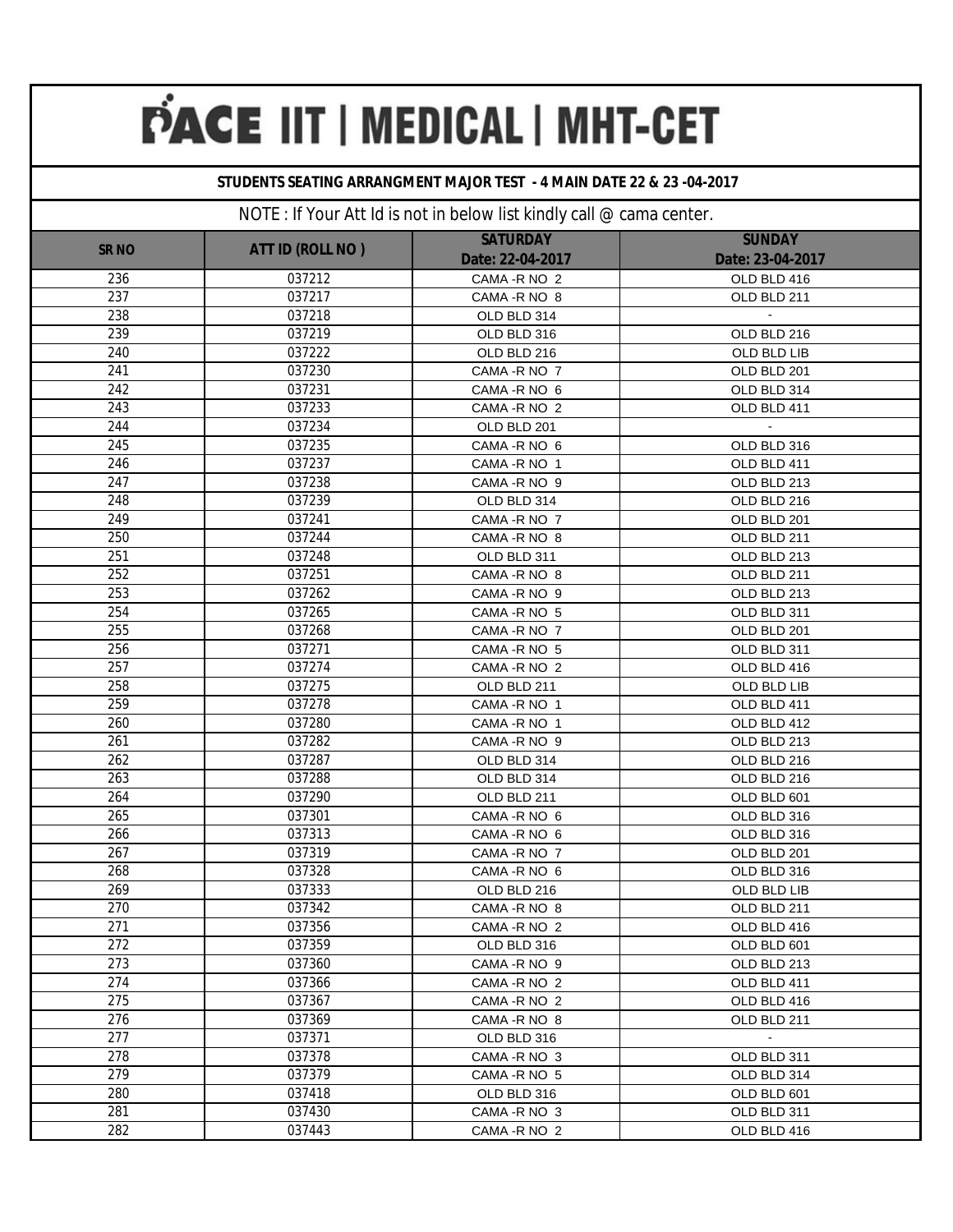# PACE IIT | MEDICAL | MHT-CET

## STUDENTS SEATING ARRANGMENT MAJOR TEST - 4 MAIN DATE 22 & 23 -04-2017

NOTE : If Your Att Id is not in below list kindly call @ cama center.

| SR NO | ATT ID (ROLL NO ) | SATURDAY Date: 22-04-2017 | SUNDAY Date: 23-04-2017 |
|---|---|---|---|
| 236 | 037212 | CAMA -R NO 2 | OLD BLD 416 |
| 237 | 037217 | CAMA -R NO 8 | OLD BLD 211 |
| 238 | 037218 | OLD BLD 314 | - |
| 239 | 037219 | OLD BLD 316 | OLD BLD 216 |
| 240 | 037222 | OLD BLD 216 | OLD BLD LIB |
| 241 | 037230 | CAMA -R NO 7 | OLD BLD 201 |
| 242 | 037231 | CAMA -R NO 6 | OLD BLD 314 |
| 243 | 037233 | CAMA -R NO 2 | OLD BLD 411 |
| 244 | 037234 | OLD BLD 201 | - |
| 245 | 037235 | CAMA -R NO 6 | OLD BLD 316 |
| 246 | 037237 | CAMA -R NO 1 | OLD BLD 411 |
| 247 | 037238 | CAMA -R NO 9 | OLD BLD 213 |
| 248 | 037239 | OLD BLD 314 | OLD BLD 216 |
| 249 | 037241 | CAMA -R NO 7 | OLD BLD 201 |
| 250 | 037244 | CAMA -R NO 8 | OLD BLD 211 |
| 251 | 037248 | OLD BLD 311 | OLD BLD 213 |
| 252 | 037251 | CAMA -R NO 8 | OLD BLD 211 |
| 253 | 037262 | CAMA -R NO 9 | OLD BLD 213 |
| 254 | 037265 | CAMA -R NO 5 | OLD BLD 311 |
| 255 | 037268 | CAMA -R NO 7 | OLD BLD 201 |
| 256 | 037271 | CAMA -R NO 5 | OLD BLD 311 |
| 257 | 037274 | CAMA -R NO 2 | OLD BLD 416 |
| 258 | 037275 | OLD BLD 211 | OLD BLD LIB |
| 259 | 037278 | CAMA -R NO 1 | OLD BLD 411 |
| 260 | 037280 | CAMA -R NO 1 | OLD BLD 412 |
| 261 | 037282 | CAMA -R NO 9 | OLD BLD 213 |
| 262 | 037287 | OLD BLD 314 | OLD BLD 216 |
| 263 | 037288 | OLD BLD 314 | OLD BLD 216 |
| 264 | 037290 | OLD BLD 211 | OLD BLD 601 |
| 265 | 037301 | CAMA -R NO 6 | OLD BLD 316 |
| 266 | 037313 | CAMA -R NO 6 | OLD BLD 316 |
| 267 | 037319 | CAMA -R NO 7 | OLD BLD 201 |
| 268 | 037328 | CAMA -R NO 6 | OLD BLD 316 |
| 269 | 037333 | OLD BLD 216 | OLD BLD LIB |
| 270 | 037342 | CAMA -R NO 8 | OLD BLD 211 |
| 271 | 037356 | CAMA -R NO 2 | OLD BLD 416 |
| 272 | 037359 | OLD BLD 316 | OLD BLD 601 |
| 273 | 037360 | CAMA -R NO 9 | OLD BLD 213 |
| 274 | 037366 | CAMA -R NO 2 | OLD BLD 411 |
| 275 | 037367 | CAMA -R NO 2 | OLD BLD 416 |
| 276 | 037369 | CAMA -R NO 8 | OLD BLD 211 |
| 277 | 037371 | OLD BLD 316 | - |
| 278 | 037378 | CAMA -R NO 3 | OLD BLD 311 |
| 279 | 037379 | CAMA -R NO 5 | OLD BLD 314 |
| 280 | 037418 | OLD BLD 316 | OLD BLD 601 |
| 281 | 037430 | CAMA -R NO 3 | OLD BLD 311 |
| 282 | 037443 | CAMA -R NO 2 | OLD BLD 416 |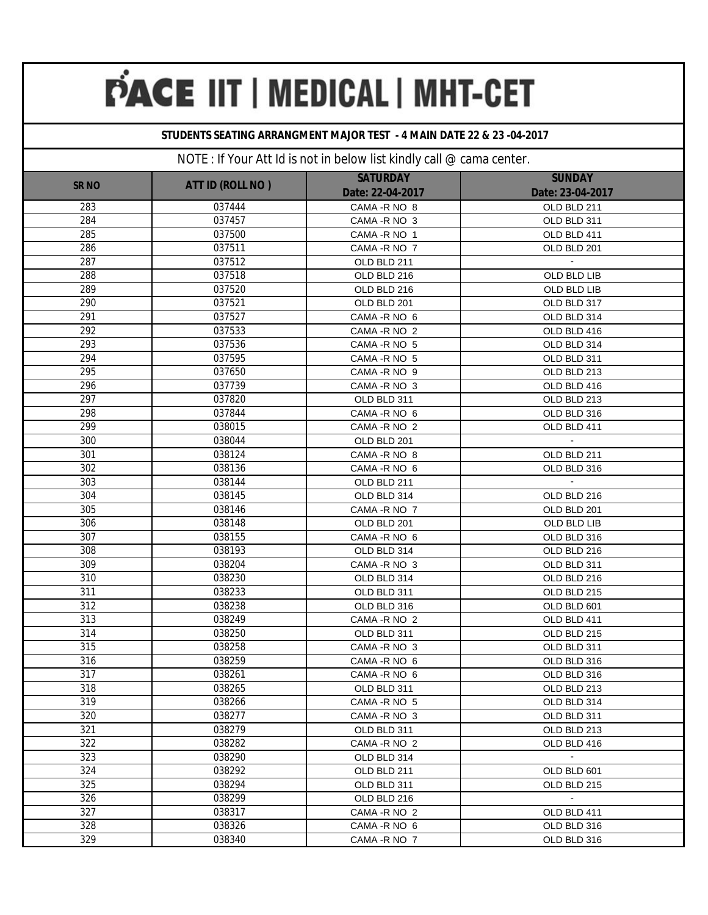# PACE IIT | MEDICAL | MHT-CET

**STUDENTS SEATING ARRANGMENT MAJOR TEST - 4 MAIN DATE 22 & 23 -04-2017**

NOTE : If Your Att Id is not in below list kindly call @ cama center.

| SR NO | ATT ID (ROLL NO ) | SATURDAY Date: 22-04-2017 | SUNDAY Date: 23-04-2017 |
|---|---|---|---|
| 283 | 037444 | CAMA -R NO 8 | OLD BLD 211 |
| 284 | 037457 | CAMA -R NO 3 | OLD BLD 311 |
| 285 | 037500 | CAMA -R NO 1 | OLD BLD 411 |
| 286 | 037511 | CAMA -R NO 7 | OLD BLD 201 |
| 287 | 037512 | OLD BLD 211 | - |
| 288 | 037518 | OLD BLD 216 | OLD BLD LIB |
| 289 | 037520 | OLD BLD 216 | OLD BLD LIB |
| 290 | 037521 | OLD BLD 201 | OLD BLD 317 |
| 291 | 037527 | CAMA -R NO 6 | OLD BLD 314 |
| 292 | 037533 | CAMA -R NO 2 | OLD BLD 416 |
| 293 | 037536 | CAMA -R NO 5 | OLD BLD 314 |
| 294 | 037595 | CAMA -R NO 5 | OLD BLD 311 |
| 295 | 037650 | CAMA -R NO 9 | OLD BLD 213 |
| 296 | 037739 | CAMA -R NO 3 | OLD BLD 416 |
| 297 | 037820 | OLD BLD 311 | OLD BLD 213 |
| 298 | 037844 | CAMA -R NO 6 | OLD BLD 316 |
| 299 | 038015 | CAMA -R NO 2 | OLD BLD 411 |
| 300 | 038044 | OLD BLD 201 | - |
| 301 | 038124 | CAMA -R NO 8 | OLD BLD 211 |
| 302 | 038136 | CAMA -R NO 6 | OLD BLD 316 |
| 303 | 038144 | OLD BLD 211 | - |
| 304 | 038145 | OLD BLD 314 | OLD BLD 216 |
| 305 | 038146 | CAMA -R NO 7 | OLD BLD 201 |
| 306 | 038148 | OLD BLD 201 | OLD BLD LIB |
| 307 | 038155 | CAMA -R NO 6 | OLD BLD 316 |
| 308 | 038193 | OLD BLD 314 | OLD BLD 216 |
| 309 | 038204 | CAMA -R NO 3 | OLD BLD 311 |
| 310 | 038230 | OLD BLD 314 | OLD BLD 216 |
| 311 | 038233 | OLD BLD 311 | OLD BLD 215 |
| 312 | 038238 | OLD BLD 316 | OLD BLD 601 |
| 313 | 038249 | CAMA -R NO 2 | OLD BLD 411 |
| 314 | 038250 | OLD BLD 311 | OLD BLD 215 |
| 315 | 038258 | CAMA -R NO 3 | OLD BLD 311 |
| 316 | 038259 | CAMA -R NO 6 | OLD BLD 316 |
| 317 | 038261 | CAMA -R NO 6 | OLD BLD 316 |
| 318 | 038265 | OLD BLD 311 | OLD BLD 213 |
| 319 | 038266 | CAMA -R NO 5 | OLD BLD 314 |
| 320 | 038277 | CAMA -R NO 3 | OLD BLD 311 |
| 321 | 038279 | OLD BLD 311 | OLD BLD 213 |
| 322 | 038282 | CAMA -R NO 2 | OLD BLD 416 |
| 323 | 038290 | OLD BLD 314 | - |
| 324 | 038292 | OLD BLD 211 | OLD BLD 601 |
| 325 | 038294 | OLD BLD 311 | OLD BLD 215 |
| 326 | 038299 | OLD BLD 216 | - |
| 327 | 038317 | CAMA -R NO 2 | OLD BLD 411 |
| 328 | 038326 | CAMA -R NO 6 | OLD BLD 316 |
| 329 | 038340 | CAMA -R NO 7 | OLD BLD 316 |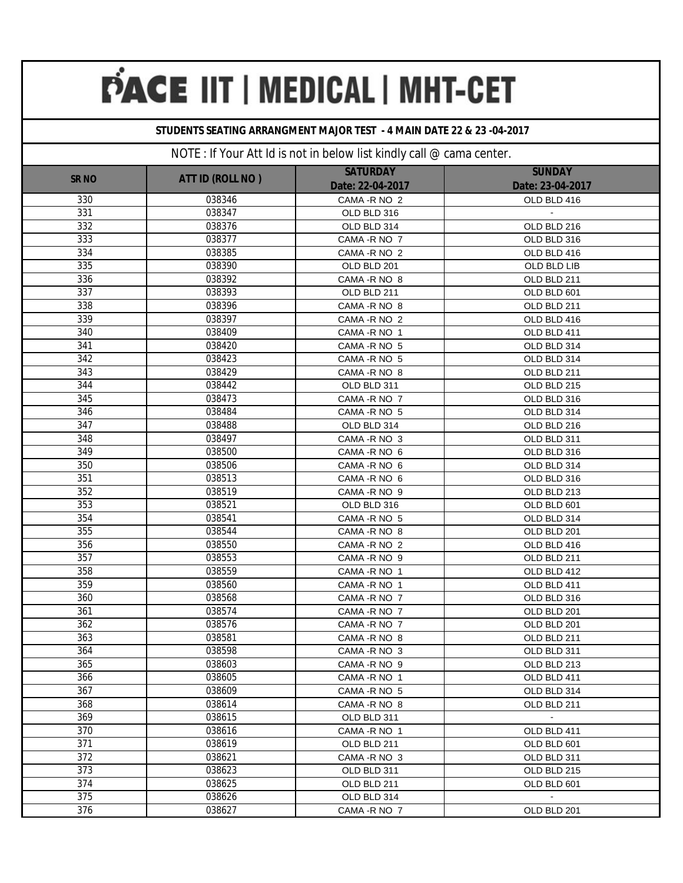# PACE IIT | MEDICAL | MHT-CET

**STUDENTS SEATING ARRANGMENT MAJOR TEST - 4 MAIN DATE 22 & 23 -04-2017**

NOTE : If Your Att Id is not in below list kindly call @ cama center.

| SR NO | ATT ID (ROLL NO ) | SATURDAY Date: 22-04-2017 | SUNDAY Date: 23-04-2017 |
|---|---|---|---|
| 330 | 038346 | CAMA -R NO 2 | OLD BLD 416 |
| 331 | 038347 | OLD BLD 316 | - |
| 332 | 038376 | OLD BLD 314 | OLD BLD 216 |
| 333 | 038377 | CAMA -R NO 7 | OLD BLD 316 |
| 334 | 038385 | CAMA -R NO 2 | OLD BLD 416 |
| 335 | 038390 | OLD BLD 201 | OLD BLD LIB |
| 336 | 038392 | CAMA -R NO 8 | OLD BLD 211 |
| 337 | 038393 | OLD BLD 211 | OLD BLD 601 |
| 338 | 038396 | CAMA -R NO 8 | OLD BLD 211 |
| 339 | 038397 | CAMA -R NO 2 | OLD BLD 416 |
| 340 | 038409 | CAMA -R NO 1 | OLD BLD 411 |
| 341 | 038420 | CAMA -R NO 5 | OLD BLD 314 |
| 342 | 038423 | CAMA -R NO 5 | OLD BLD 314 |
| 343 | 038429 | CAMA -R NO 8 | OLD BLD 211 |
| 344 | 038442 | OLD BLD 311 | OLD BLD 215 |
| 345 | 038473 | CAMA -R NO 7 | OLD BLD 316 |
| 346 | 038484 | CAMA -R NO 5 | OLD BLD 314 |
| 347 | 038488 | OLD BLD 314 | OLD BLD 216 |
| 348 | 038497 | CAMA -R NO 3 | OLD BLD 311 |
| 349 | 038500 | CAMA -R NO 6 | OLD BLD 316 |
| 350 | 038506 | CAMA -R NO 6 | OLD BLD 314 |
| 351 | 038513 | CAMA -R NO 6 | OLD BLD 316 |
| 352 | 038519 | CAMA -R NO 9 | OLD BLD 213 |
| 353 | 038521 | OLD BLD 316 | OLD BLD 601 |
| 354 | 038541 | CAMA -R NO 5 | OLD BLD 314 |
| 355 | 038544 | CAMA -R NO 8 | OLD BLD 201 |
| 356 | 038550 | CAMA -R NO 2 | OLD BLD 416 |
| 357 | 038553 | CAMA -R NO 9 | OLD BLD 211 |
| 358 | 038559 | CAMA -R NO 1 | OLD BLD 412 |
| 359 | 038560 | CAMA -R NO 1 | OLD BLD 411 |
| 360 | 038568 | CAMA -R NO 7 | OLD BLD 316 |
| 361 | 038574 | CAMA -R NO 7 | OLD BLD 201 |
| 362 | 038576 | CAMA -R NO 7 | OLD BLD 201 |
| 363 | 038581 | CAMA -R NO 8 | OLD BLD 211 |
| 364 | 038598 | CAMA -R NO 3 | OLD BLD 311 |
| 365 | 038603 | CAMA -R NO 9 | OLD BLD 213 |
| 366 | 038605 | CAMA -R NO 1 | OLD BLD 411 |
| 367 | 038609 | CAMA -R NO 5 | OLD BLD 314 |
| 368 | 038614 | CAMA -R NO 8 | OLD BLD 211 |
| 369 | 038615 | OLD BLD 311 | - |
| 370 | 038616 | CAMA -R NO 1 | OLD BLD 411 |
| 371 | 038619 | OLD BLD 211 | OLD BLD 601 |
| 372 | 038621 | CAMA -R NO 3 | OLD BLD 311 |
| 373 | 038623 | OLD BLD 311 | OLD BLD 215 |
| 374 | 038625 | OLD BLD 211 | OLD BLD 601 |
| 375 | 038626 | OLD BLD 314 | - |
| 376 | 038627 | CAMA -R NO 7 | OLD BLD 201 |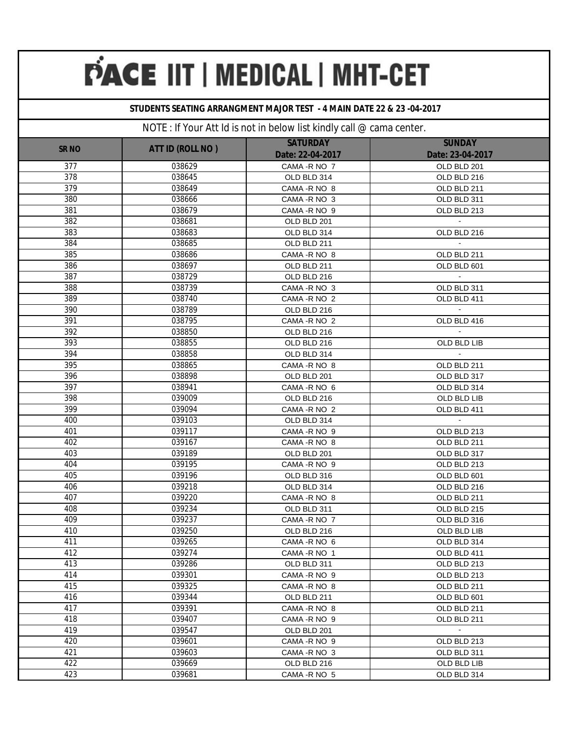# PACE IIT | MEDICAL | MHT-CET

**STUDENTS SEATING ARRANGMENT MAJOR TEST - 4 MAIN DATE 22 & 23 -04-2017**

NOTE : If Your Att Id is not in below list kindly call @ cama center.

| SR NO | ATT ID (ROLL NO ) | SATURDAY Date: 22-04-2017 | SUNDAY Date: 23-04-2017 |
|---|---|---|---|
| 377 | 038629 | CAMA -R NO 7 | OLD BLD 201 |
| 378 | 038645 | OLD BLD 314 | OLD BLD 216 |
| 379 | 038649 | CAMA -R NO 8 | OLD BLD 211 |
| 380 | 038666 | CAMA -R NO 3 | OLD BLD 311 |
| 381 | 038679 | CAMA -R NO 9 | OLD BLD 213 |
| 382 | 038681 | OLD BLD 201 | - |
| 383 | 038683 | OLD BLD 314 | OLD BLD 216 |
| 384 | 038685 | OLD BLD 211 | - |
| 385 | 038686 | CAMA -R NO 8 | OLD BLD 211 |
| 386 | 038697 | OLD BLD 211 | OLD BLD 601 |
| 387 | 038729 | OLD BLD 216 | - |
| 388 | 038739 | CAMA -R NO 3 | OLD BLD 311 |
| 389 | 038740 | CAMA -R NO 2 | OLD BLD 411 |
| 390 | 038789 | OLD BLD 216 | - |
| 391 | 038795 | CAMA -R NO 2 | OLD BLD 416 |
| 392 | 038850 | OLD BLD 216 | - |
| 393 | 038855 | OLD BLD 216 | OLD BLD LIB |
| 394 | 038858 | OLD BLD 314 | - |
| 395 | 038865 | CAMA -R NO 8 | OLD BLD 211 |
| 396 | 038898 | OLD BLD 201 | OLD BLD 317 |
| 397 | 038941 | CAMA -R NO 6 | OLD BLD 314 |
| 398 | 039009 | OLD BLD 216 | OLD BLD LIB |
| 399 | 039094 | CAMA -R NO 2 | OLD BLD 411 |
| 400 | 039103 | OLD BLD 314 | - |
| 401 | 039117 | CAMA -R NO 9 | OLD BLD 213 |
| 402 | 039167 | CAMA -R NO 8 | OLD BLD 211 |
| 403 | 039189 | OLD BLD 201 | OLD BLD 317 |
| 404 | 039195 | CAMA -R NO 9 | OLD BLD 213 |
| 405 | 039196 | OLD BLD 316 | OLD BLD 601 |
| 406 | 039218 | OLD BLD 314 | OLD BLD 216 |
| 407 | 039220 | CAMA -R NO 8 | OLD BLD 211 |
| 408 | 039234 | OLD BLD 311 | OLD BLD 215 |
| 409 | 039237 | CAMA -R NO 7 | OLD BLD 316 |
| 410 | 039250 | OLD BLD 216 | OLD BLD LIB |
| 411 | 039265 | CAMA -R NO 6 | OLD BLD 314 |
| 412 | 039274 | CAMA -R NO 1 | OLD BLD 411 |
| 413 | 039286 | OLD BLD 311 | OLD BLD 213 |
| 414 | 039301 | CAMA -R NO 9 | OLD BLD 213 |
| 415 | 039325 | CAMA -R NO 8 | OLD BLD 211 |
| 416 | 039344 | OLD BLD 211 | OLD BLD 601 |
| 417 | 039391 | CAMA -R NO 8 | OLD BLD 211 |
| 418 | 039407 | CAMA -R NO 9 | OLD BLD 211 |
| 419 | 039547 | OLD BLD 201 | - |
| 420 | 039601 | CAMA -R NO 9 | OLD BLD 213 |
| 421 | 039603 | CAMA -R NO 3 | OLD BLD 311 |
| 422 | 039669 | OLD BLD 216 | OLD BLD LIB |
| 423 | 039681 | CAMA -R NO 5 | OLD BLD 314 |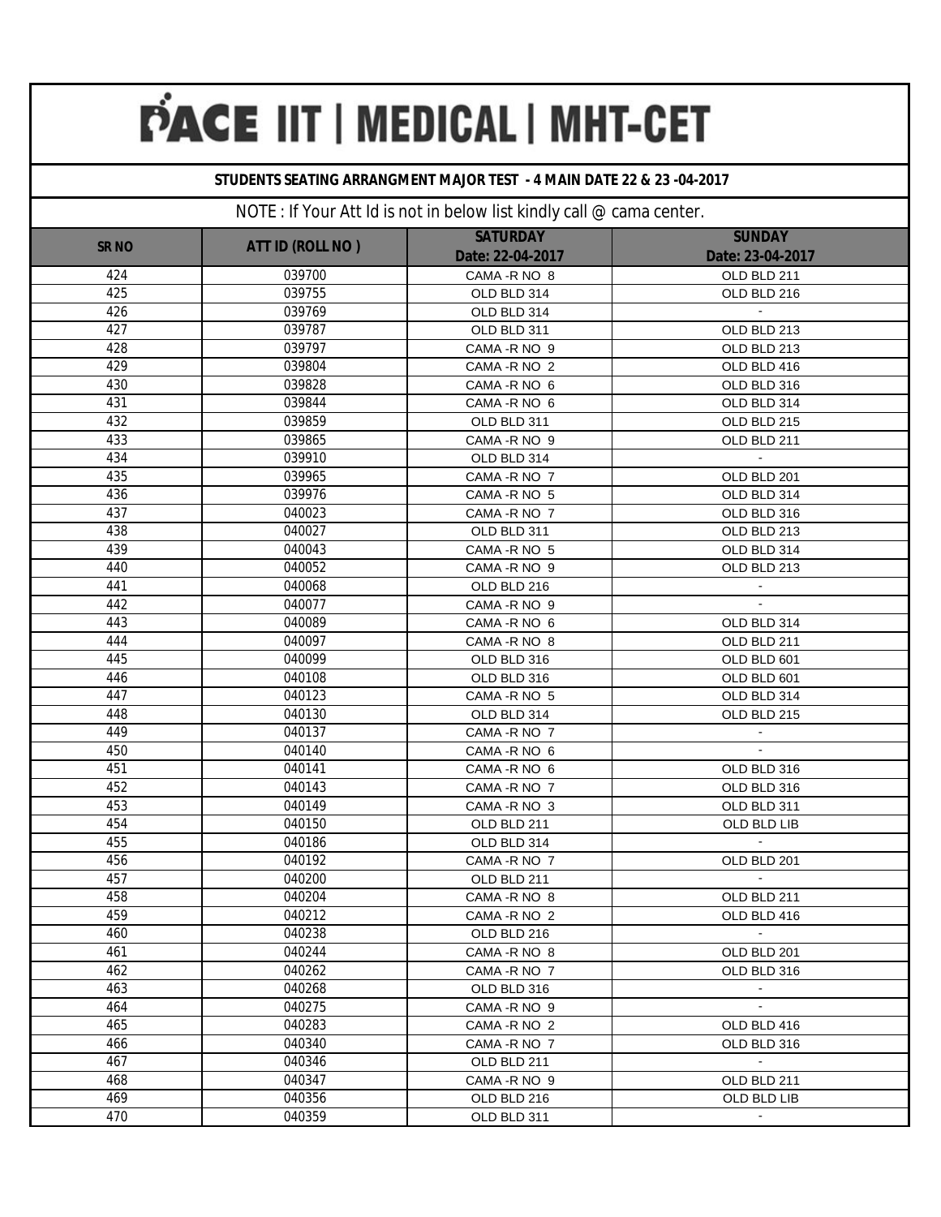# PACE IIT | MEDICAL | MHT-CET

**STUDENTS SEATING ARRANGMENT MAJOR TEST - 4 MAIN DATE 22 & 23 -04-2017**

NOTE : If Your Att Id is not in below list kindly call @ cama center.

| SR NO | ATT ID (ROLL NO ) | SATURDAY Date: 22-04-2017 | SUNDAY Date: 23-04-2017 |
|---|---|---|---|
| 424 | 039700 | CAMA -R NO 8 | OLD BLD 211 |
| 425 | 039755 | OLD BLD 314 | OLD BLD 216 |
| 426 | 039769 | OLD BLD 314 | - |
| 427 | 039787 | OLD BLD 311 | OLD BLD 213 |
| 428 | 039797 | CAMA -R NO 9 | OLD BLD 213 |
| 429 | 039804 | CAMA -R NO 2 | OLD BLD 416 |
| 430 | 039828 | CAMA -R NO 6 | OLD BLD 316 |
| 431 | 039844 | CAMA -R NO 6 | OLD BLD 314 |
| 432 | 039859 | OLD BLD 311 | OLD BLD 215 |
| 433 | 039865 | CAMA -R NO 9 | OLD BLD 211 |
| 434 | 039910 | OLD BLD 314 | - |
| 435 | 039965 | CAMA -R NO 7 | OLD BLD 201 |
| 436 | 039976 | CAMA -R NO 5 | OLD BLD 314 |
| 437 | 040023 | CAMA -R NO 7 | OLD BLD 316 |
| 438 | 040027 | OLD BLD 311 | OLD BLD 213 |
| 439 | 040043 | CAMA -R NO 5 | OLD BLD 314 |
| 440 | 040052 | CAMA -R NO 9 | OLD BLD 213 |
| 441 | 040068 | OLD BLD 216 | - |
| 442 | 040077 | CAMA -R NO 9 | - |
| 443 | 040089 | CAMA -R NO 6 | OLD BLD 314 |
| 444 | 040097 | CAMA -R NO 8 | OLD BLD 211 |
| 445 | 040099 | OLD BLD 316 | OLD BLD 601 |
| 446 | 040108 | OLD BLD 316 | OLD BLD 601 |
| 447 | 040123 | CAMA -R NO 5 | OLD BLD 314 |
| 448 | 040130 | OLD BLD 314 | OLD BLD 215 |
| 449 | 040137 | CAMA -R NO 7 | - |
| 450 | 040140 | CAMA -R NO 6 | - |
| 451 | 040141 | CAMA -R NO 6 | OLD BLD 316 |
| 452 | 040143 | CAMA -R NO 7 | OLD BLD 316 |
| 453 | 040149 | CAMA -R NO 3 | OLD BLD 311 |
| 454 | 040150 | OLD BLD 211 | OLD BLD LIB |
| 455 | 040186 | OLD BLD 314 | - |
| 456 | 040192 | CAMA -R NO 7 | OLD BLD 201 |
| 457 | 040200 | OLD BLD 211 | - |
| 458 | 040204 | CAMA -R NO 8 | OLD BLD 211 |
| 459 | 040212 | CAMA -R NO 2 | OLD BLD 416 |
| 460 | 040238 | OLD BLD 216 | - |
| 461 | 040244 | CAMA -R NO 8 | OLD BLD 201 |
| 462 | 040262 | CAMA -R NO 7 | OLD BLD 316 |
| 463 | 040268 | OLD BLD 316 | - |
| 464 | 040275 | CAMA -R NO 9 | - |
| 465 | 040283 | CAMA -R NO 2 | OLD BLD 416 |
| 466 | 040340 | CAMA -R NO 7 | OLD BLD 316 |
| 467 | 040346 | OLD BLD 211 | - |
| 468 | 040347 | CAMA -R NO 9 | OLD BLD 211 |
| 469 | 040356 | OLD BLD 216 | OLD BLD LIB |
| 470 | 040359 | OLD BLD 311 | - |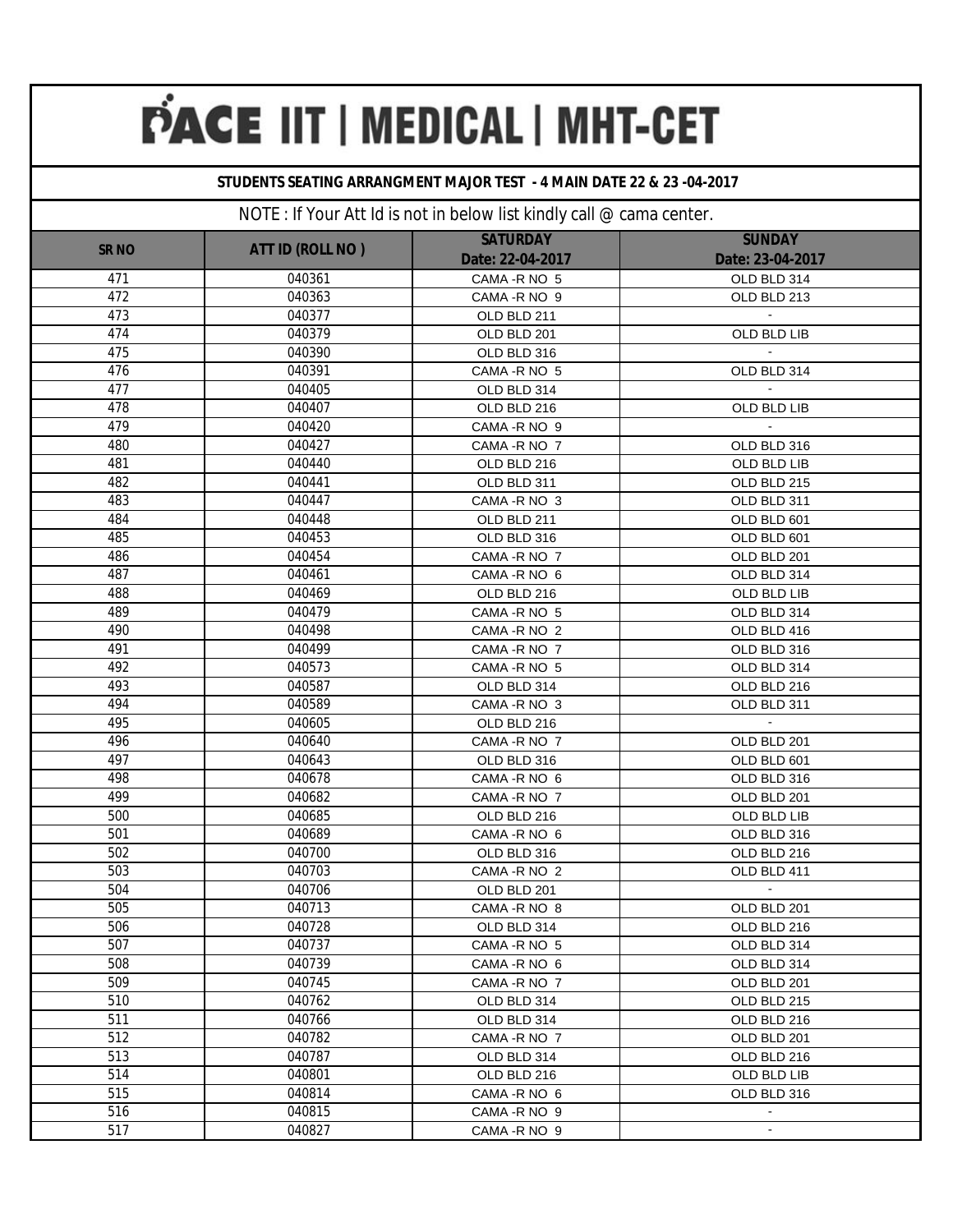# PACE IIT | MEDICAL | MHT-CET

**STUDENTS SEATING ARRANGMENT MAJOR TEST - 4 MAIN DATE 22 & 23 -04-2017**

NOTE : If Your Att Id is not in below list kindly call @ cama center.

| SR NO | ATT ID (ROLL NO ) | SATURDAY Date: 22-04-2017 | SUNDAY Date: 23-04-2017 |
|---|---|---|---|
| 471 | 040361 | CAMA -R NO 5 | OLD BLD 314 |
| 472 | 040363 | CAMA -R NO 9 | OLD BLD 213 |
| 473 | 040377 | OLD BLD 211 | - |
| 474 | 040379 | OLD BLD 201 | OLD BLD LIB |
| 475 | 040390 | OLD BLD 316 | - |
| 476 | 040391 | CAMA -R NO 5 | OLD BLD 314 |
| 477 | 040405 | OLD BLD 314 | - |
| 478 | 040407 | OLD BLD 216 | OLD BLD LIB |
| 479 | 040420 | CAMA -R NO 9 | - |
| 480 | 040427 | CAMA -R NO 7 | OLD BLD 316 |
| 481 | 040440 | OLD BLD 216 | OLD BLD LIB |
| 482 | 040441 | OLD BLD 311 | OLD BLD 215 |
| 483 | 040447 | CAMA -R NO 3 | OLD BLD 311 |
| 484 | 040448 | OLD BLD 211 | OLD BLD 601 |
| 485 | 040453 | OLD BLD 316 | OLD BLD 601 |
| 486 | 040454 | CAMA -R NO 7 | OLD BLD 201 |
| 487 | 040461 | CAMA -R NO 6 | OLD BLD 314 |
| 488 | 040469 | OLD BLD 216 | OLD BLD LIB |
| 489 | 040479 | CAMA -R NO 5 | OLD BLD 314 |
| 490 | 040498 | CAMA -R NO 2 | OLD BLD 416 |
| 491 | 040499 | CAMA -R NO 7 | OLD BLD 316 |
| 492 | 040573 | CAMA -R NO 5 | OLD BLD 314 |
| 493 | 040587 | OLD BLD 314 | OLD BLD 216 |
| 494 | 040589 | CAMA -R NO 3 | OLD BLD 311 |
| 495 | 040605 | OLD BLD 216 | - |
| 496 | 040640 | CAMA -R NO 7 | OLD BLD 201 |
| 497 | 040643 | OLD BLD 316 | OLD BLD 601 |
| 498 | 040678 | CAMA -R NO 6 | OLD BLD 316 |
| 499 | 040682 | CAMA -R NO 7 | OLD BLD 201 |
| 500 | 040685 | OLD BLD 216 | OLD BLD LIB |
| 501 | 040689 | CAMA -R NO 6 | OLD BLD 316 |
| 502 | 040700 | OLD BLD 316 | OLD BLD 216 |
| 503 | 040703 | CAMA -R NO 2 | OLD BLD 411 |
| 504 | 040706 | OLD BLD 201 | - |
| 505 | 040713 | CAMA -R NO 8 | OLD BLD 201 |
| 506 | 040728 | OLD BLD 314 | OLD BLD 216 |
| 507 | 040737 | CAMA -R NO 5 | OLD BLD 314 |
| 508 | 040739 | CAMA -R NO 6 | OLD BLD 314 |
| 509 | 040745 | CAMA -R NO 7 | OLD BLD 201 |
| 510 | 040762 | OLD BLD 314 | OLD BLD 215 |
| 511 | 040766 | OLD BLD 314 | OLD BLD 216 |
| 512 | 040782 | CAMA -R NO 7 | OLD BLD 201 |
| 513 | 040787 | OLD BLD 314 | OLD BLD 216 |
| 514 | 040801 | OLD BLD 216 | OLD BLD LIB |
| 515 | 040814 | CAMA -R NO 6 | OLD BLD 316 |
| 516 | 040815 | CAMA -R NO 9 | - |
| 517 | 040827 | CAMA -R NO 9 | - |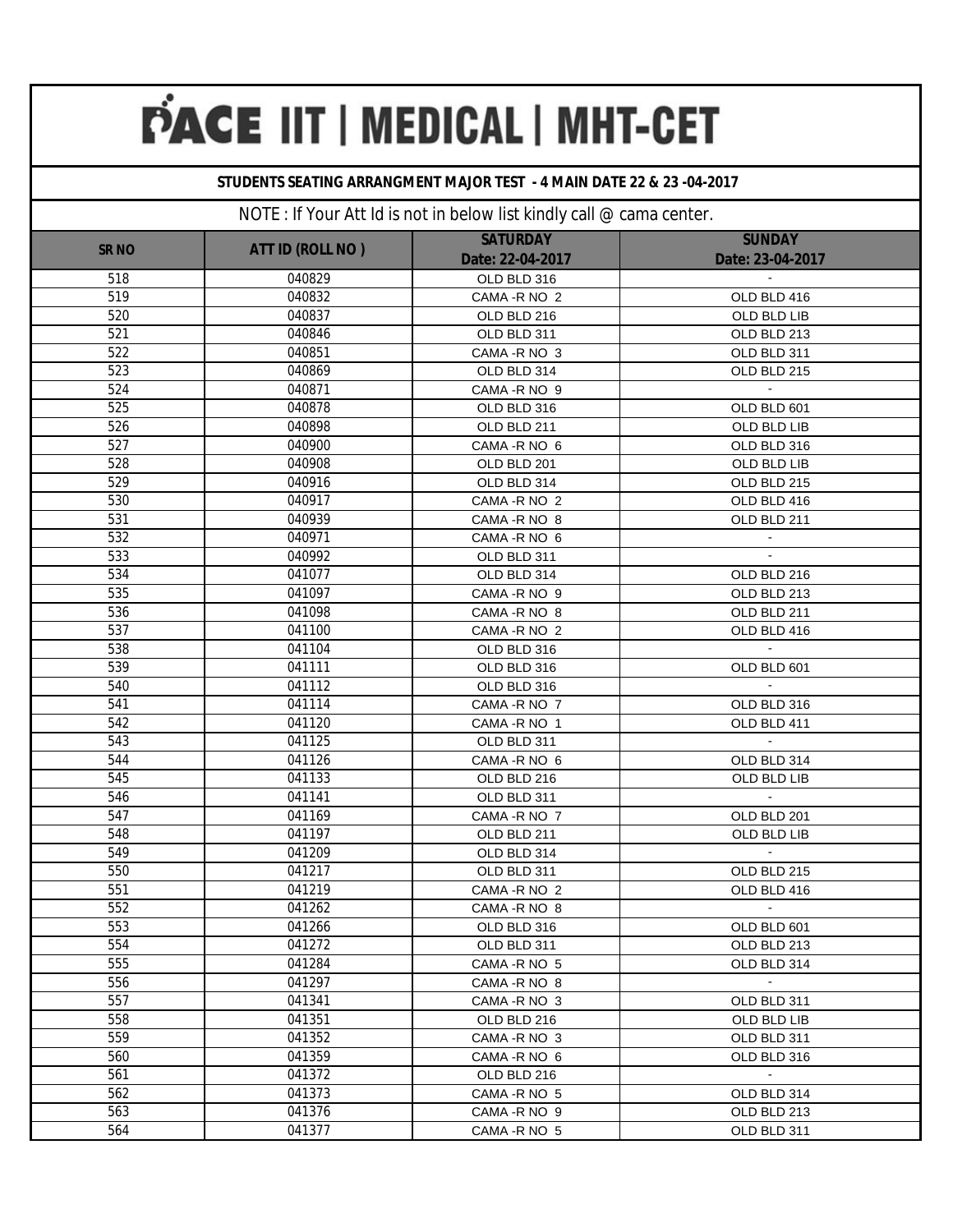# PACE IIT | MEDICAL | MHT-CET

**STUDENTS SEATING ARRANGMENT MAJOR TEST - 4 MAIN DATE 22 & 23 -04-2017**

NOTE : If Your Att Id is not in below list kindly call @ cama center.

| SR NO | ATT ID (ROLL NO ) | SATURDAY Date: 22-04-2017 | SUNDAY Date: 23-04-2017 |
|---|---|---|---|
| 518 | 040829 | OLD BLD 316 | - |
| 519 | 040832 | CAMA -R NO 2 | OLD BLD 416 |
| 520 | 040837 | OLD BLD 216 | OLD BLD LIB |
| 521 | 040846 | OLD BLD 311 | OLD BLD 213 |
| 522 | 040851 | CAMA -R NO 3 | OLD BLD 311 |
| 523 | 040869 | OLD BLD 314 | OLD BLD 215 |
| 524 | 040871 | CAMA -R NO 9 | - |
| 525 | 040878 | OLD BLD 316 | OLD BLD 601 |
| 526 | 040898 | OLD BLD 211 | OLD BLD LIB |
| 527 | 040900 | CAMA -R NO 6 | OLD BLD 316 |
| 528 | 040908 | OLD BLD 201 | OLD BLD LIB |
| 529 | 040916 | OLD BLD 314 | OLD BLD 215 |
| 530 | 040917 | CAMA -R NO 2 | OLD BLD 416 |
| 531 | 040939 | CAMA -R NO 8 | OLD BLD 211 |
| 532 | 040971 | CAMA -R NO 6 | - |
| 533 | 040992 | OLD BLD 311 | - |
| 534 | 041077 | OLD BLD 314 | OLD BLD 216 |
| 535 | 041097 | CAMA -R NO 9 | OLD BLD 213 |
| 536 | 041098 | CAMA -R NO 8 | OLD BLD 211 |
| 537 | 041100 | CAMA -R NO 2 | OLD BLD 416 |
| 538 | 041104 | OLD BLD 316 | - |
| 539 | 041111 | OLD BLD 316 | OLD BLD 601 |
| 540 | 041112 | OLD BLD 316 | - |
| 541 | 041114 | CAMA -R NO 7 | OLD BLD 316 |
| 542 | 041120 | CAMA -R NO 1 | OLD BLD 411 |
| 543 | 041125 | OLD BLD 311 | - |
| 544 | 041126 | CAMA -R NO 6 | OLD BLD 314 |
| 545 | 041133 | OLD BLD 216 | OLD BLD LIB |
| 546 | 041141 | OLD BLD 311 | - |
| 547 | 041169 | CAMA -R NO 7 | OLD BLD 201 |
| 548 | 041197 | OLD BLD 211 | OLD BLD LIB |
| 549 | 041209 | OLD BLD 314 | - |
| 550 | 041217 | OLD BLD 311 | OLD BLD 215 |
| 551 | 041219 | CAMA -R NO 2 | OLD BLD 416 |
| 552 | 041262 | CAMA -R NO 8 | - |
| 553 | 041266 | OLD BLD 316 | OLD BLD 601 |
| 554 | 041272 | OLD BLD 311 | OLD BLD 213 |
| 555 | 041284 | CAMA -R NO 5 | OLD BLD 314 |
| 556 | 041297 | CAMA -R NO 8 | - |
| 557 | 041341 | CAMA -R NO 3 | OLD BLD 311 |
| 558 | 041351 | OLD BLD 216 | OLD BLD LIB |
| 559 | 041352 | CAMA -R NO 3 | OLD BLD 311 |
| 560 | 041359 | CAMA -R NO 6 | OLD BLD 316 |
| 561 | 041372 | OLD BLD 216 | - |
| 562 | 041373 | CAMA -R NO 5 | OLD BLD 314 |
| 563 | 041376 | CAMA -R NO 9 | OLD BLD 213 |
| 564 | 041377 | CAMA -R NO 5 | OLD BLD 311 |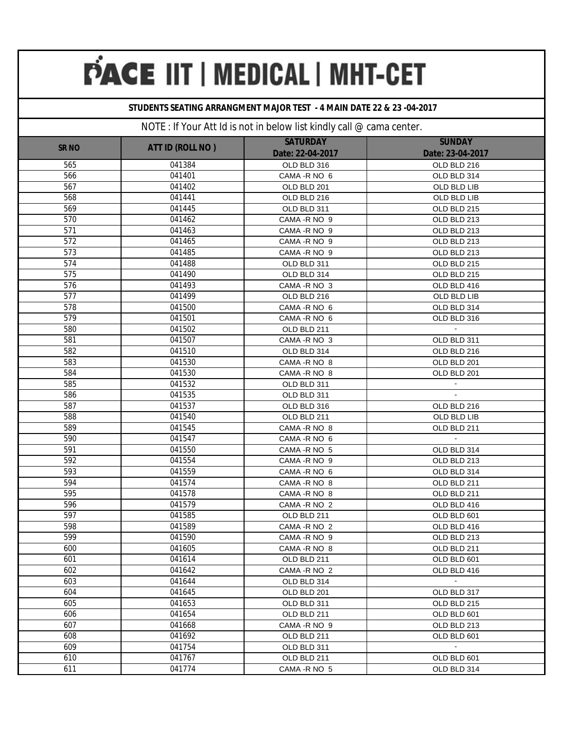# PACE IIT | MEDICAL | MHT-CET

**STUDENTS SEATING ARRANGMENT MAJOR TEST - 4 MAIN DATE 22 & 23 -04-2017**

NOTE : If Your Att Id is not in below list kindly call @ cama center.

| SR NO | ATT ID (ROLL NO ) | SATURDAY Date: 22-04-2017 | SUNDAY Date: 23-04-2017 |
|---|---|---|---|
| 565 | 041384 | OLD BLD 316 | OLD BLD 216 |
| 566 | 041401 | CAMA -R NO 6 | OLD BLD 314 |
| 567 | 041402 | OLD BLD 201 | OLD BLD LIB |
| 568 | 041441 | OLD BLD 216 | OLD BLD LIB |
| 569 | 041445 | OLD BLD 311 | OLD BLD 215 |
| 570 | 041462 | CAMA -R NO 9 | OLD BLD 213 |
| 571 | 041463 | CAMA -R NO 9 | OLD BLD 213 |
| 572 | 041465 | CAMA -R NO 9 | OLD BLD 213 |
| 573 | 041485 | CAMA -R NO 9 | OLD BLD 213 |
| 574 | 041488 | OLD BLD 311 | OLD BLD 215 |
| 575 | 041490 | OLD BLD 314 | OLD BLD 215 |
| 576 | 041493 | CAMA -R NO 3 | OLD BLD 416 |
| 577 | 041499 | OLD BLD 216 | OLD BLD LIB |
| 578 | 041500 | CAMA -R NO 6 | OLD BLD 314 |
| 579 | 041501 | CAMA -R NO 6 | OLD BLD 316 |
| 580 | 041502 | OLD BLD 211 | - |
| 581 | 041507 | CAMA -R NO 3 | OLD BLD 311 |
| 582 | 041510 | OLD BLD 314 | OLD BLD 216 |
| 583 | 041530 | CAMA -R NO 8 | OLD BLD 201 |
| 584 | 041530 | CAMA -R NO 8 | OLD BLD 201 |
| 585 | 041532 | OLD BLD 311 | - |
| 586 | 041535 | OLD BLD 311 | - |
| 587 | 041537 | OLD BLD 316 | OLD BLD 216 |
| 588 | 041540 | OLD BLD 211 | OLD BLD LIB |
| 589 | 041545 | CAMA -R NO 8 | OLD BLD 211 |
| 590 | 041547 | CAMA -R NO 6 | - |
| 591 | 041550 | CAMA -R NO 5 | OLD BLD 314 |
| 592 | 041554 | CAMA -R NO 9 | OLD BLD 213 |
| 593 | 041559 | CAMA -R NO 6 | OLD BLD 314 |
| 594 | 041574 | CAMA -R NO 8 | OLD BLD 211 |
| 595 | 041578 | CAMA -R NO 8 | OLD BLD 211 |
| 596 | 041579 | CAMA -R NO 2 | OLD BLD 416 |
| 597 | 041585 | OLD BLD 211 | OLD BLD 601 |
| 598 | 041589 | CAMA -R NO 2 | OLD BLD 416 |
| 599 | 041590 | CAMA -R NO 9 | OLD BLD 213 |
| 600 | 041605 | CAMA -R NO 8 | OLD BLD 211 |
| 601 | 041614 | OLD BLD 211 | OLD BLD 601 |
| 602 | 041642 | CAMA -R NO 2 | OLD BLD 416 |
| 603 | 041644 | OLD BLD 314 | - |
| 604 | 041645 | OLD BLD 201 | OLD BLD 317 |
| 605 | 041653 | OLD BLD 311 | OLD BLD 215 |
| 606 | 041654 | OLD BLD 211 | OLD BLD 601 |
| 607 | 041668 | CAMA -R NO 9 | OLD BLD 213 |
| 608 | 041692 | OLD BLD 211 | OLD BLD 601 |
| 609 | 041754 | OLD BLD 311 | - |
| 610 | 041767 | OLD BLD 211 | OLD BLD 601 |
| 611 | 041774 | CAMA -R NO 5 | OLD BLD 314 |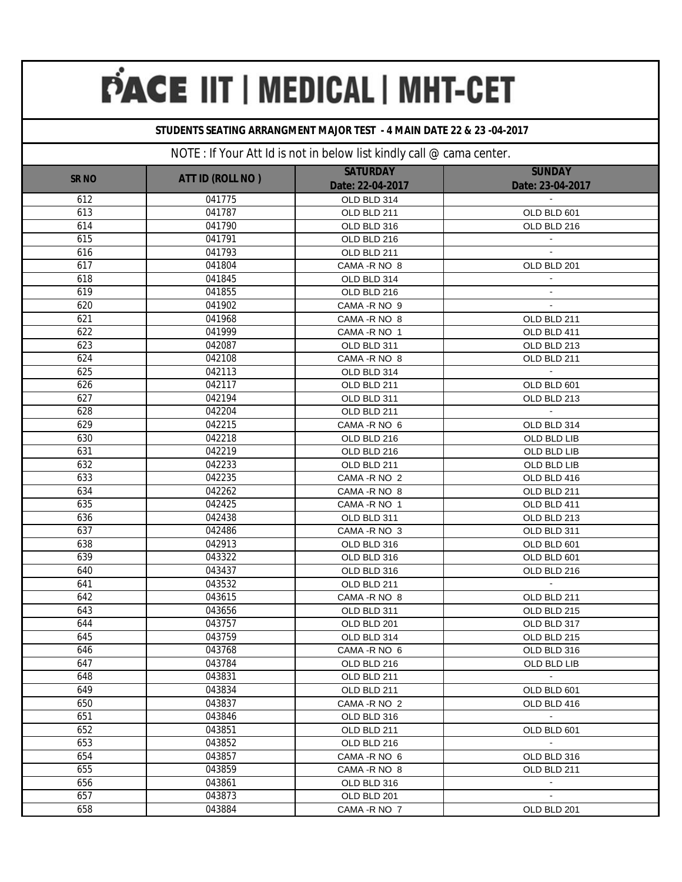# PACE IIT | MEDICAL | MHT-CET

**STUDENTS SEATING ARRANGMENT MAJOR TEST - 4 MAIN DATE 22 & 23 -04-2017**

NOTE : If Your Att Id is not in below list kindly call @ cama center.

| SR NO | ATT ID (ROLL NO ) | SATURDAY Date: 22-04-2017 | SUNDAY Date: 23-04-2017 |
|---|---|---|---|
| 612 | 041775 | OLD BLD 314 | - |
| 613 | 041787 | OLD BLD 211 | OLD BLD 601 |
| 614 | 041790 | OLD BLD 316 | OLD BLD 216 |
| 615 | 041791 | OLD BLD 216 | - |
| 616 | 041793 | OLD BLD 211 | - |
| 617 | 041804 | CAMA -R NO 8 | OLD BLD 201 |
| 618 | 041845 | OLD BLD 314 | - |
| 619 | 041855 | OLD BLD 216 | - |
| 620 | 041902 | CAMA -R NO 9 | - |
| 621 | 041968 | CAMA -R NO 8 | OLD BLD 211 |
| 622 | 041999 | CAMA -R NO 1 | OLD BLD 411 |
| 623 | 042087 | OLD BLD 311 | OLD BLD 213 |
| 624 | 042108 | CAMA -R NO 8 | OLD BLD 211 |
| 625 | 042113 | OLD BLD 314 | - |
| 626 | 042117 | OLD BLD 211 | OLD BLD 601 |
| 627 | 042194 | OLD BLD 311 | OLD BLD 213 |
| 628 | 042204 | OLD BLD 211 | - |
| 629 | 042215 | CAMA -R NO 6 | OLD BLD 314 |
| 630 | 042218 | OLD BLD 216 | OLD BLD LIB |
| 631 | 042219 | OLD BLD 216 | OLD BLD LIB |
| 632 | 042233 | OLD BLD 211 | OLD BLD LIB |
| 633 | 042235 | CAMA -R NO 2 | OLD BLD 416 |
| 634 | 042262 | CAMA -R NO 8 | OLD BLD 211 |
| 635 | 042425 | CAMA -R NO 1 | OLD BLD 411 |
| 636 | 042438 | OLD BLD 311 | OLD BLD 213 |
| 637 | 042486 | CAMA -R NO 3 | OLD BLD 311 |
| 638 | 042913 | OLD BLD 316 | OLD BLD 601 |
| 639 | 043322 | OLD BLD 316 | OLD BLD 601 |
| 640 | 043437 | OLD BLD 316 | OLD BLD 216 |
| 641 | 043532 | OLD BLD 211 | - |
| 642 | 043615 | CAMA -R NO 8 | OLD BLD 211 |
| 643 | 043656 | OLD BLD 311 | OLD BLD 215 |
| 644 | 043757 | OLD BLD 201 | OLD BLD 317 |
| 645 | 043759 | OLD BLD 314 | OLD BLD 215 |
| 646 | 043768 | CAMA -R NO 6 | OLD BLD 316 |
| 647 | 043784 | OLD BLD 216 | OLD BLD LIB |
| 648 | 043831 | OLD BLD 211 | - |
| 649 | 043834 | OLD BLD 211 | OLD BLD 601 |
| 650 | 043837 | CAMA -R NO 2 | OLD BLD 416 |
| 651 | 043846 | OLD BLD 316 | - |
| 652 | 043851 | OLD BLD 211 | OLD BLD 601 |
| 653 | 043852 | OLD BLD 216 | - |
| 654 | 043857 | CAMA -R NO 6 | OLD BLD 316 |
| 655 | 043859 | CAMA -R NO 8 | OLD BLD 211 |
| 656 | 043861 | OLD BLD 316 | - |
| 657 | 043873 | OLD BLD 201 | - |
| 658 | 043884 | CAMA -R NO 7 | OLD BLD 201 |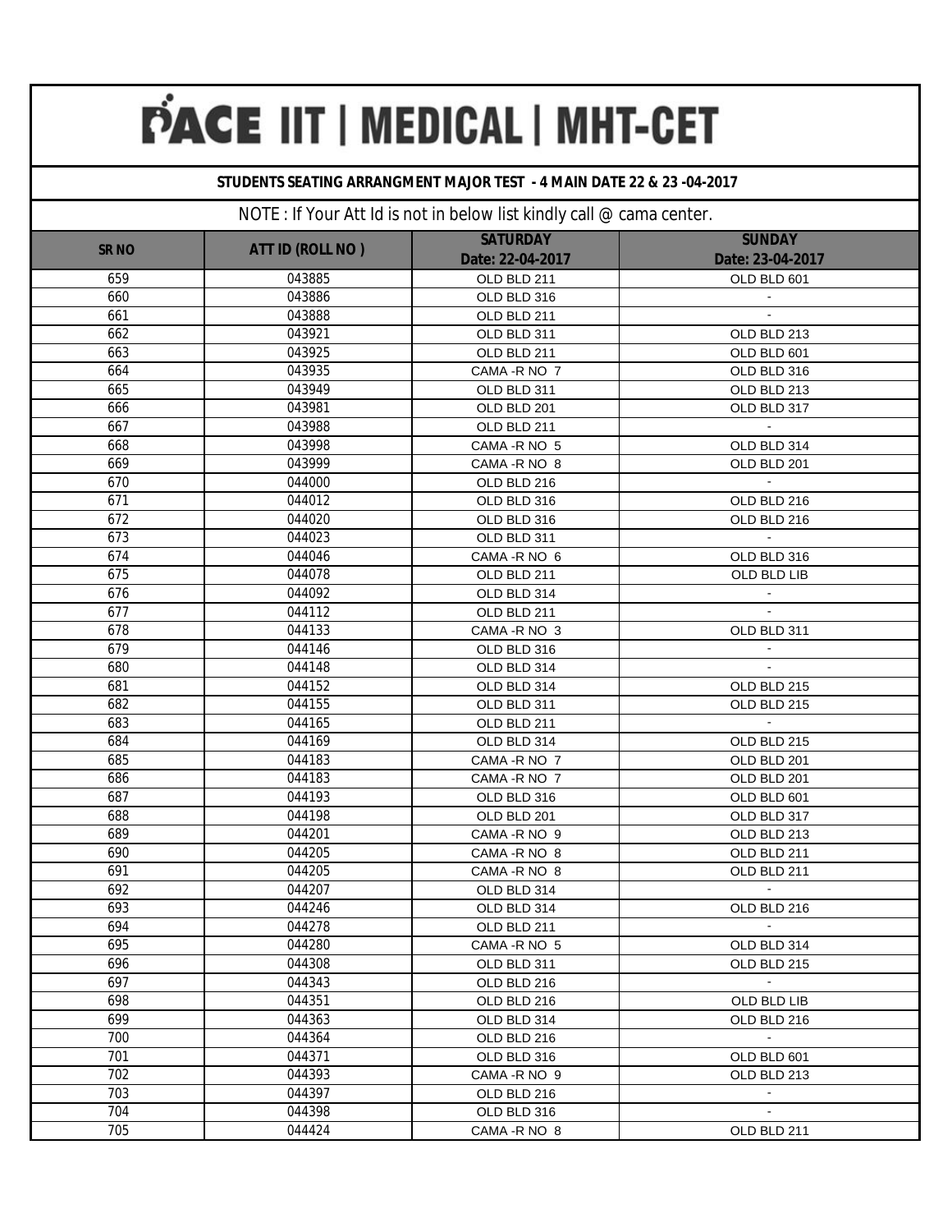# PACE IIT | MEDICAL | MHT-CET

**STUDENTS SEATING ARRANGMENT MAJOR TEST - 4 MAIN DATE 22 & 23 -04-2017**

NOTE : If Your Att Id is not in below list kindly call @ cama center.

| SR NO | ATT ID (ROLL NO ) | SATURDAY Date: 22-04-2017 | SUNDAY Date: 23-04-2017 |
|---|---|---|---|
| 659 | 043885 | OLD BLD 211 | OLD BLD 601 |
| 660 | 043886 | OLD BLD 316 | - |
| 661 | 043888 | OLD BLD 211 | - |
| 662 | 043921 | OLD BLD 311 | OLD BLD 213 |
| 663 | 043925 | OLD BLD 211 | OLD BLD 601 |
| 664 | 043935 | CAMA -R NO 7 | OLD BLD 316 |
| 665 | 043949 | OLD BLD 311 | OLD BLD 213 |
| 666 | 043981 | OLD BLD 201 | OLD BLD 317 |
| 667 | 043988 | OLD BLD 211 | - |
| 668 | 043998 | CAMA -R NO 5 | OLD BLD 314 |
| 669 | 043999 | CAMA -R NO 8 | OLD BLD 201 |
| 670 | 044000 | OLD BLD 216 | - |
| 671 | 044012 | OLD BLD 316 | OLD BLD 216 |
| 672 | 044020 | OLD BLD 316 | OLD BLD 216 |
| 673 | 044023 | OLD BLD 311 | - |
| 674 | 044046 | CAMA -R NO 6 | OLD BLD 316 |
| 675 | 044078 | OLD BLD 211 | OLD BLD LIB |
| 676 | 044092 | OLD BLD 314 | - |
| 677 | 044112 | OLD BLD 211 | - |
| 678 | 044133 | CAMA -R NO 3 | OLD BLD 311 |
| 679 | 044146 | OLD BLD 316 | - |
| 680 | 044148 | OLD BLD 314 | - |
| 681 | 044152 | OLD BLD 314 | OLD BLD 215 |
| 682 | 044155 | OLD BLD 311 | OLD BLD 215 |
| 683 | 044165 | OLD BLD 211 | - |
| 684 | 044169 | OLD BLD 314 | OLD BLD 215 |
| 685 | 044183 | CAMA -R NO 7 | OLD BLD 201 |
| 686 | 044183 | CAMA -R NO 7 | OLD BLD 201 |
| 687 | 044193 | OLD BLD 316 | OLD BLD 601 |
| 688 | 044198 | OLD BLD 201 | OLD BLD 317 |
| 689 | 044201 | CAMA -R NO 9 | OLD BLD 213 |
| 690 | 044205 | CAMA -R NO 8 | OLD BLD 211 |
| 691 | 044205 | CAMA -R NO 8 | OLD BLD 211 |
| 692 | 044207 | OLD BLD 314 | - |
| 693 | 044246 | OLD BLD 314 | OLD BLD 216 |
| 694 | 044278 | OLD BLD 211 | - |
| 695 | 044280 | CAMA -R NO 5 | OLD BLD 314 |
| 696 | 044308 | OLD BLD 311 | OLD BLD 215 |
| 697 | 044343 | OLD BLD 216 | - |
| 698 | 044351 | OLD BLD 216 | OLD BLD LIB |
| 699 | 044363 | OLD BLD 314 | OLD BLD 216 |
| 700 | 044364 | OLD BLD 216 | - |
| 701 | 044371 | OLD BLD 316 | OLD BLD 601 |
| 702 | 044393 | CAMA -R NO 9 | OLD BLD 213 |
| 703 | 044397 | OLD BLD 216 | - |
| 704 | 044398 | OLD BLD 316 | - |
| 705 | 044424 | CAMA -R NO 8 | OLD BLD 211 |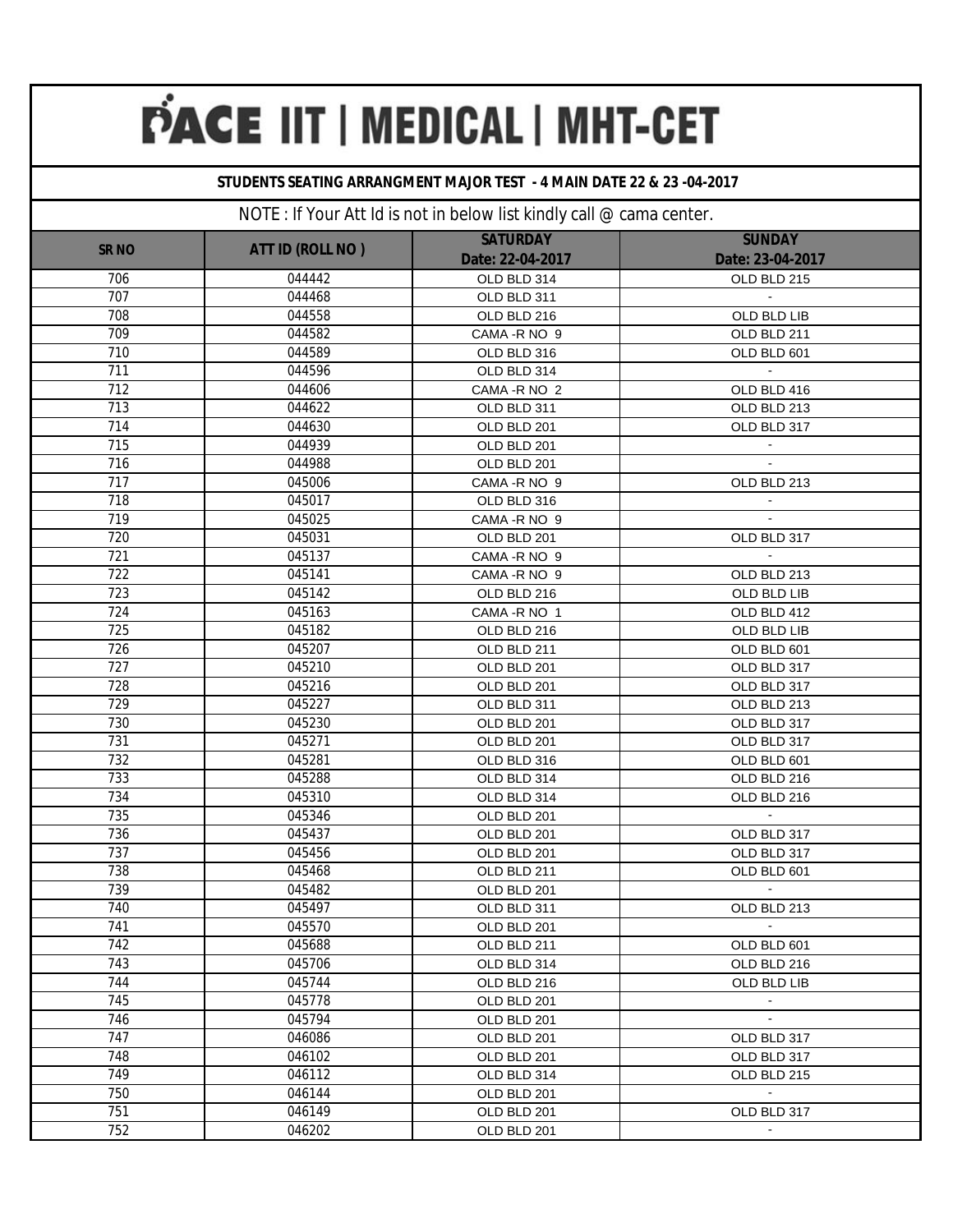# PACE IIT | MEDICAL | MHT-CET

**STUDENTS SEATING ARRANGMENT MAJOR TEST - 4 MAIN DATE 22 & 23 -04-2017**

NOTE : If Your Att Id is not in below list kindly call @ cama center.

| SR NO | ATT ID (ROLL NO ) | SATURDAY Date: 22-04-2017 | SUNDAY Date: 23-04-2017 |
|---|---|---|---|
| 706 | 044442 | OLD BLD 314 | OLD BLD 215 |
| 707 | 044468 | OLD BLD 311 | - |
| 708 | 044558 | OLD BLD 216 | OLD BLD LIB |
| 709 | 044582 | CAMA -R NO 9 | OLD BLD 211 |
| 710 | 044589 | OLD BLD 316 | OLD BLD 601 |
| 711 | 044596 | OLD BLD 314 | - |
| 712 | 044606 | CAMA -R NO 2 | OLD BLD 416 |
| 713 | 044622 | OLD BLD 311 | OLD BLD 213 |
| 714 | 044630 | OLD BLD 201 | OLD BLD 317 |
| 715 | 044939 | OLD BLD 201 | - |
| 716 | 044988 | OLD BLD 201 | - |
| 717 | 045006 | CAMA -R NO 9 | OLD BLD 213 |
| 718 | 045017 | OLD BLD 316 | - |
| 719 | 045025 | CAMA -R NO 9 | - |
| 720 | 045031 | OLD BLD 201 | OLD BLD 317 |
| 721 | 045137 | CAMA -R NO 9 | - |
| 722 | 045141 | CAMA -R NO 9 | OLD BLD 213 |
| 723 | 045142 | OLD BLD 216 | OLD BLD LIB |
| 724 | 045163 | CAMA -R NO 1 | OLD BLD 412 |
| 725 | 045182 | OLD BLD 216 | OLD BLD LIB |
| 726 | 045207 | OLD BLD 211 | OLD BLD 601 |
| 727 | 045210 | OLD BLD 201 | OLD BLD 317 |
| 728 | 045216 | OLD BLD 201 | OLD BLD 317 |
| 729 | 045227 | OLD BLD 311 | OLD BLD 213 |
| 730 | 045230 | OLD BLD 201 | OLD BLD 317 |
| 731 | 045271 | OLD BLD 201 | OLD BLD 317 |
| 732 | 045281 | OLD BLD 316 | OLD BLD 601 |
| 733 | 045288 | OLD BLD 314 | OLD BLD 216 |
| 734 | 045310 | OLD BLD 314 | OLD BLD 216 |
| 735 | 045346 | OLD BLD 201 | - |
| 736 | 045437 | OLD BLD 201 | OLD BLD 317 |
| 737 | 045456 | OLD BLD 201 | OLD BLD 317 |
| 738 | 045468 | OLD BLD 211 | OLD BLD 601 |
| 739 | 045482 | OLD BLD 201 | - |
| 740 | 045497 | OLD BLD 311 | OLD BLD 213 |
| 741 | 045570 | OLD BLD 201 | - |
| 742 | 045688 | OLD BLD 211 | OLD BLD 601 |
| 743 | 045706 | OLD BLD 314 | OLD BLD 216 |
| 744 | 045744 | OLD BLD 216 | OLD BLD LIB |
| 745 | 045778 | OLD BLD 201 | - |
| 746 | 045794 | OLD BLD 201 | - |
| 747 | 046086 | OLD BLD 201 | OLD BLD 317 |
| 748 | 046102 | OLD BLD 201 | OLD BLD 317 |
| 749 | 046112 | OLD BLD 314 | OLD BLD 215 |
| 750 | 046144 | OLD BLD 201 | - |
| 751 | 046149 | OLD BLD 201 | OLD BLD 317 |
| 752 | 046202 | OLD BLD 201 | - |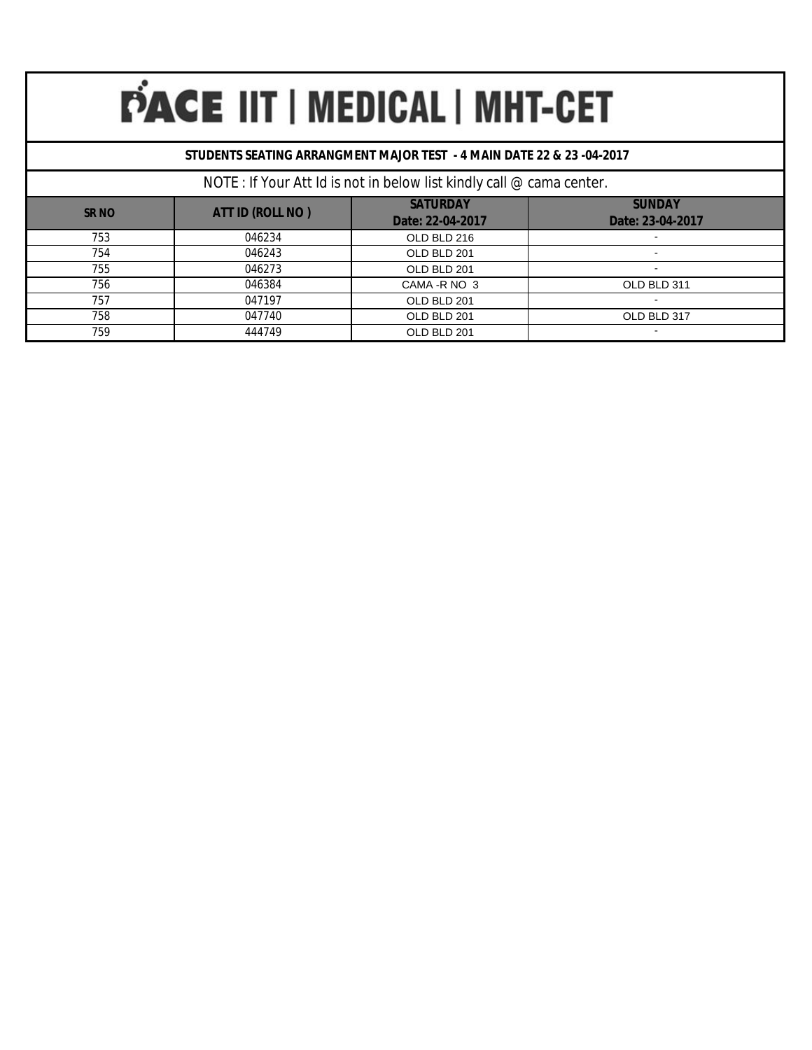# PACE IIT | MEDICAL | MHT-CET

**STUDENTS SEATING ARRANGMENT MAJOR TEST - 4 MAIN DATE 22 & 23 -04-2017**

NOTE : If Your Att Id is not in below list kindly call @ cama center.

| SR NO | ATT ID (ROLL NO ) | SATURDAY Date: 22-04-2017 | SUNDAY Date: 23-04-2017 |
|---|---|---|---|
| 753 | 046234 | OLD BLD 216 | - |
| 754 | 046243 | OLD BLD 201 | - |
| 755 | 046273 | OLD BLD 201 | - |
| 756 | 046384 | CAMA -R NO 3 | OLD BLD 311 |
| 757 | 047197 | OLD BLD 201 | - |
| 758 | 047740 | OLD BLD 201 | OLD BLD 317 |
| 759 | 444749 | OLD BLD 201 | - |